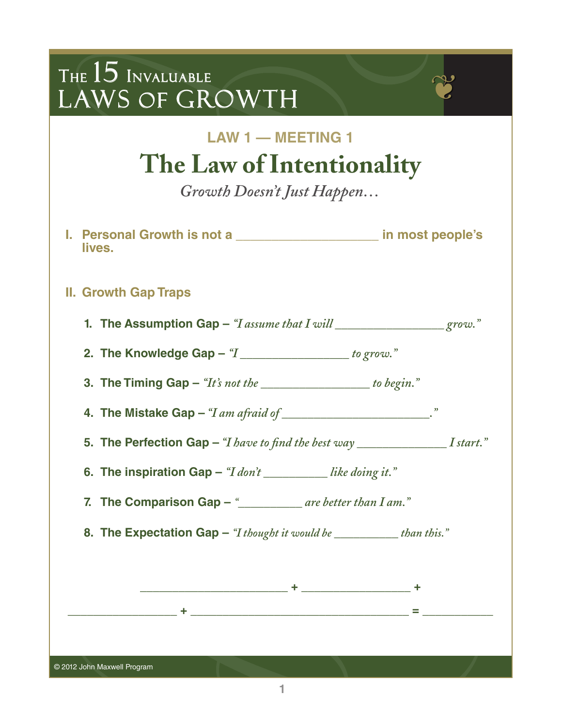# The 15 Invaluable Laws of Growth

## LAW 1 — MEETING 1

# The Law of Intentionality

*Growth Doesn't Just Happen…*

**I. Personal Growth is not a ____________________ in most people's lives.**

**II. Growth Gap Traps**

1. **The Assumption Gap –** *"I assume that I will _______________ grow."*
2. **The Knowledge Gap –** *"I _______________ to grow."*
3. **The Timing Gap –** *"It's not the _______________ to begin."*
4. **The Mistake Gap –** *"I am afraid of ______________________."*
5. **The Perfection Gap –** *"I have to find the best way _____________ I start."*
6. **The inspiration Gap –** *"I don't _________ like doing it."*
7. **The Comparison Gap –** *"_________ are better than I am."*
8. **The Expectation Gap –** *"I thought it would be _________ than this."*

**______________________ + _______________ +**

**_______________ + ________________________________ = __________**

© 2012 John Maxwell Program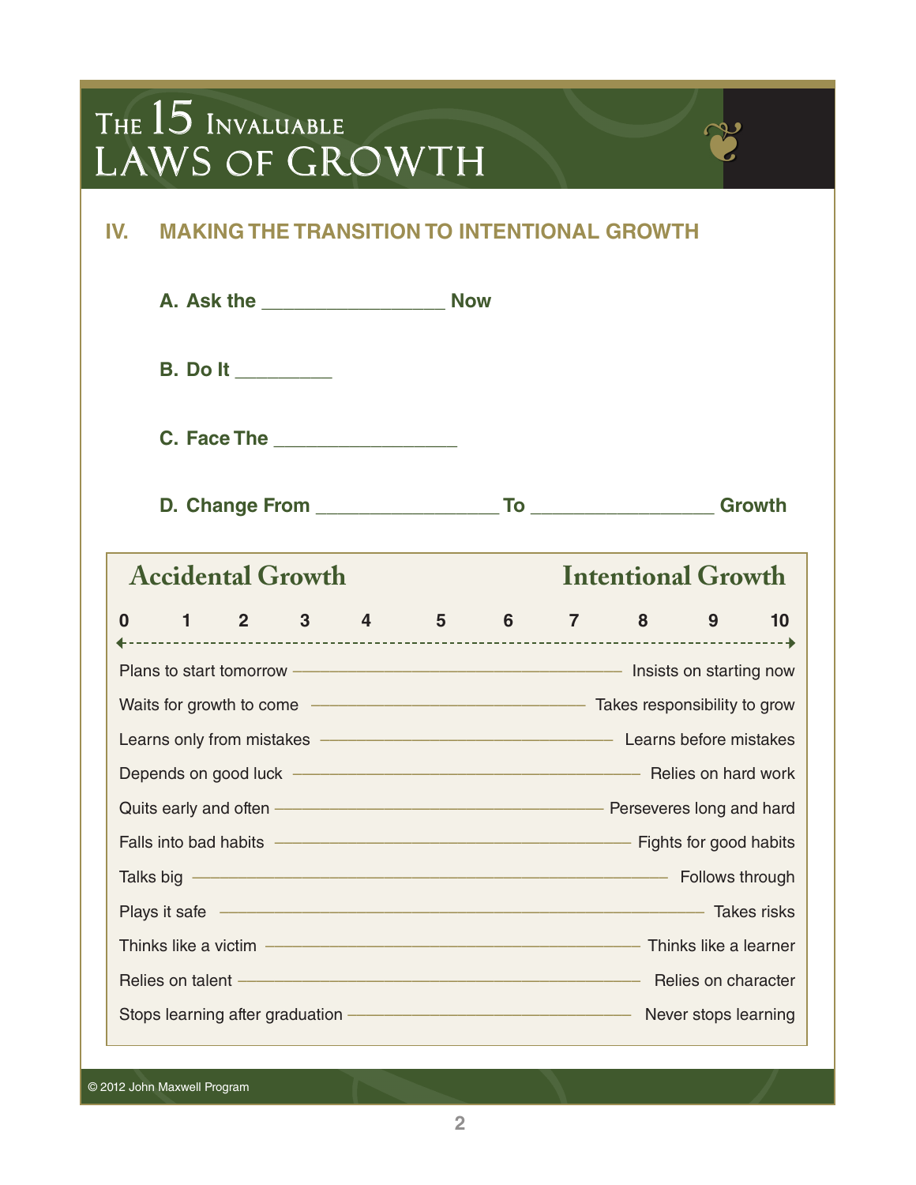# THE 15 INVALUABLE LAWS OF GROWTH

## IV. MAKING THE TRANSITION TO INTENTIONAL GROWTH

A. Ask the _________________ Now

B. Do It _________

C. Face The _________________

D. Change From _________________ To _________________ Growth

| Accidental Growth | Intentional Growth |
|---|---|
| 0 1 2 3 4 5 6 7 8 9 10 | |
| Plans to start tomorrow | Insists on starting now |
| Waits for growth to come | Takes responsibility to grow |
| Learns only from mistakes | Learns before mistakes |
| Depends on good luck | Relies on hard work |
| Quits early and often | Perseveres long and hard |
| Falls into bad habits | Fights for good habits |
| Talks big | Follows through |
| Plays it safe | Takes risks |
| Thinks like a victim | Thinks like a learner |
| Relies on talent | Relies on character |
| Stops learning after graduation | Never stops learning |

© 2012 John Maxwell Program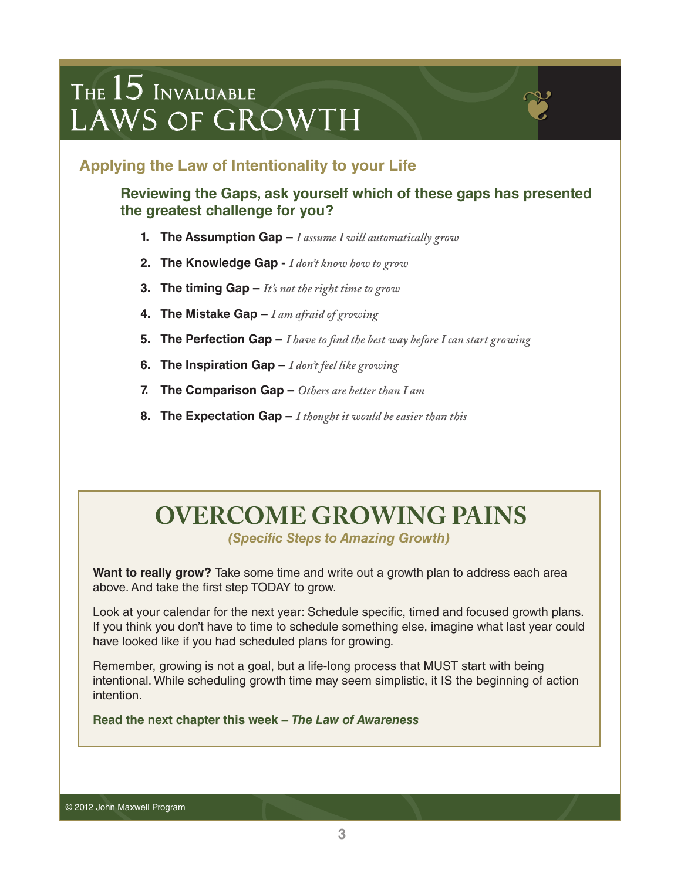# The 15 Invaluable Laws of Growth

## Applying the Law of Intentionality to your Life

### Reviewing the Gaps, ask yourself which of these gaps has presented the greatest challenge for you?

1. **The Assumption Gap –** *I assume I will automatically grow*
2. **The Knowledge Gap -** *I don't know how to grow*
3. **The timing Gap –** *It's not the right time to grow*
4. **The Mistake Gap –** *I am afraid of growing*
5. **The Perfection Gap –** *I have to find the best way before I can start growing*
6. **The Inspiration Gap –** *I don't feel like growing*
7. **The Comparison Gap –** *Others are better than I am*
8. **The Expectation Gap –** *I thought it would be easier than this*

## OVERCOME GROWING PAINS

***(Specific Steps to Amazing Growth)***

**Want to really grow?** Take some time and write out a growth plan to address each area above. And take the first step TODAY to grow.

Look at your calendar for the next year: Schedule specific, timed and focused growth plans. If you think you don't have to time to schedule something else, imagine what last year could have looked like if you had scheduled plans for growing.

Remember, growing is not a goal, but a life-long process that MUST start with being intentional. While scheduling growth time may seem simplistic, it IS the beginning of action intention.

**Read the next chapter this week – *The Law of Awareness***

© 2012 John Maxwell Program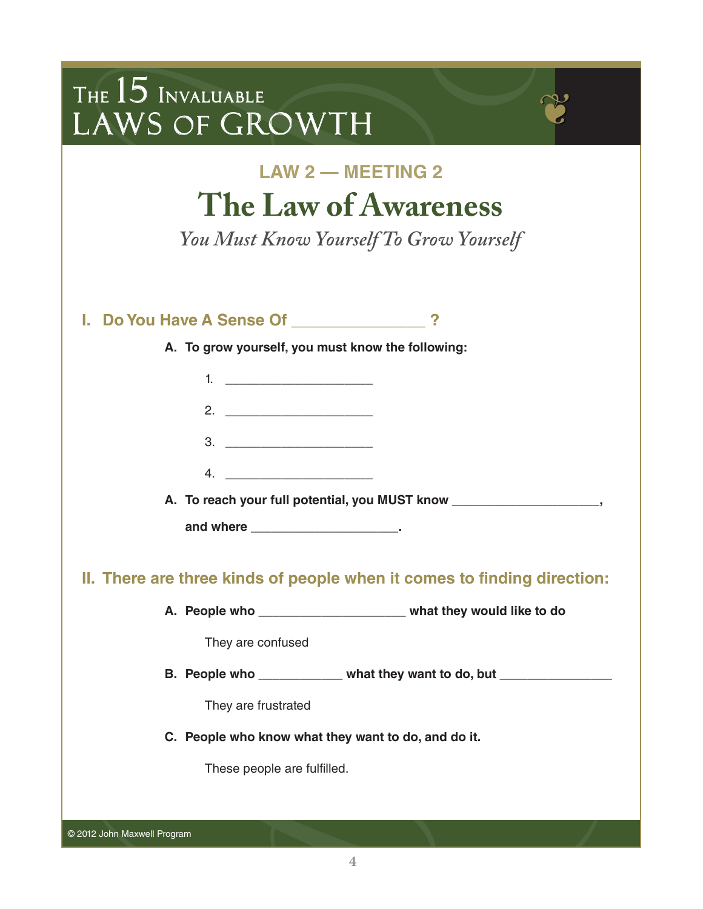# LAW 2 — MEETING 2

# The Law of Awareness

*You Must Know Yourself To Grow Yourself*

## I. Do You Have A Sense Of ________________ ?

**A. To grow yourself, you must know the following:**

1. ______________________
2. ______________________
3. ______________________
4. ______________________

**A. To reach your full potential, you MUST know ______________________,**

**and where ______________________.**

## II. There are three kinds of people when it comes to finding direction:

**A. People who ______________________ what they would like to do**

They are confused

**B. People who ____________ what they want to do, but ________________**

They are frustrated

**C. People who know what they want to do, and do it.**

These people are fulfilled.

© 2012 John Maxwell Program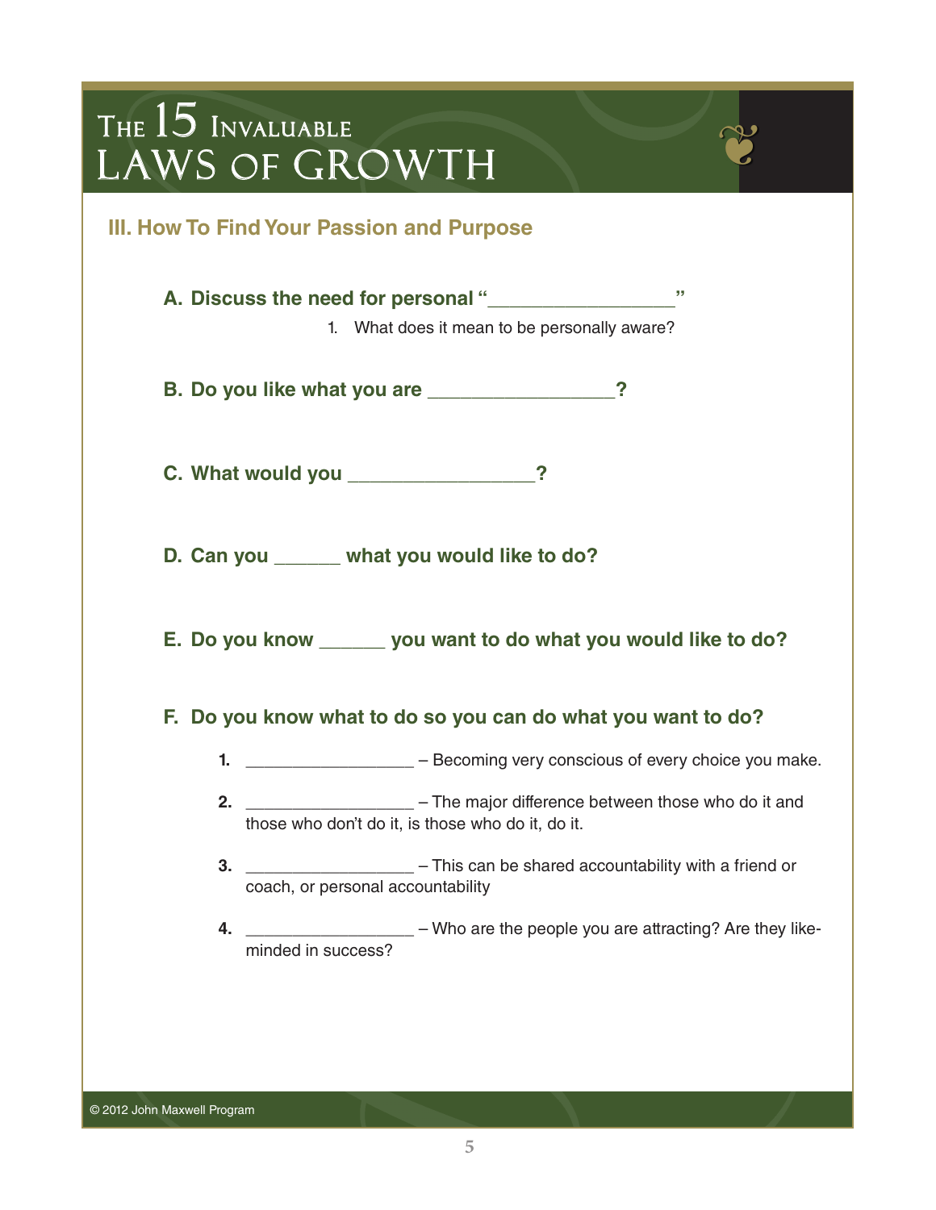# III. How To Find Your Passion and Purpose

**A. Discuss the need for personal "________________"**

1. What does it mean to be personally aware?

**B. Do you like what you are ________________?**

**C. What would you ________________?**

**D. Can you ______ what you would like to do?**

**E. Do you know ______ you want to do what you would like to do?**

**F. Do you know what to do so you can do what you want to do?**

1. ________________ – Becoming very conscious of every choice you make.
2. ________________ – The major difference between those who do it and those who don't do it, is those who do it, do it.
3. ________________ – This can be shared accountability with a friend or coach, or personal accountability
4. ________________ – Who are the people you are attracting? Are they like-minded in success?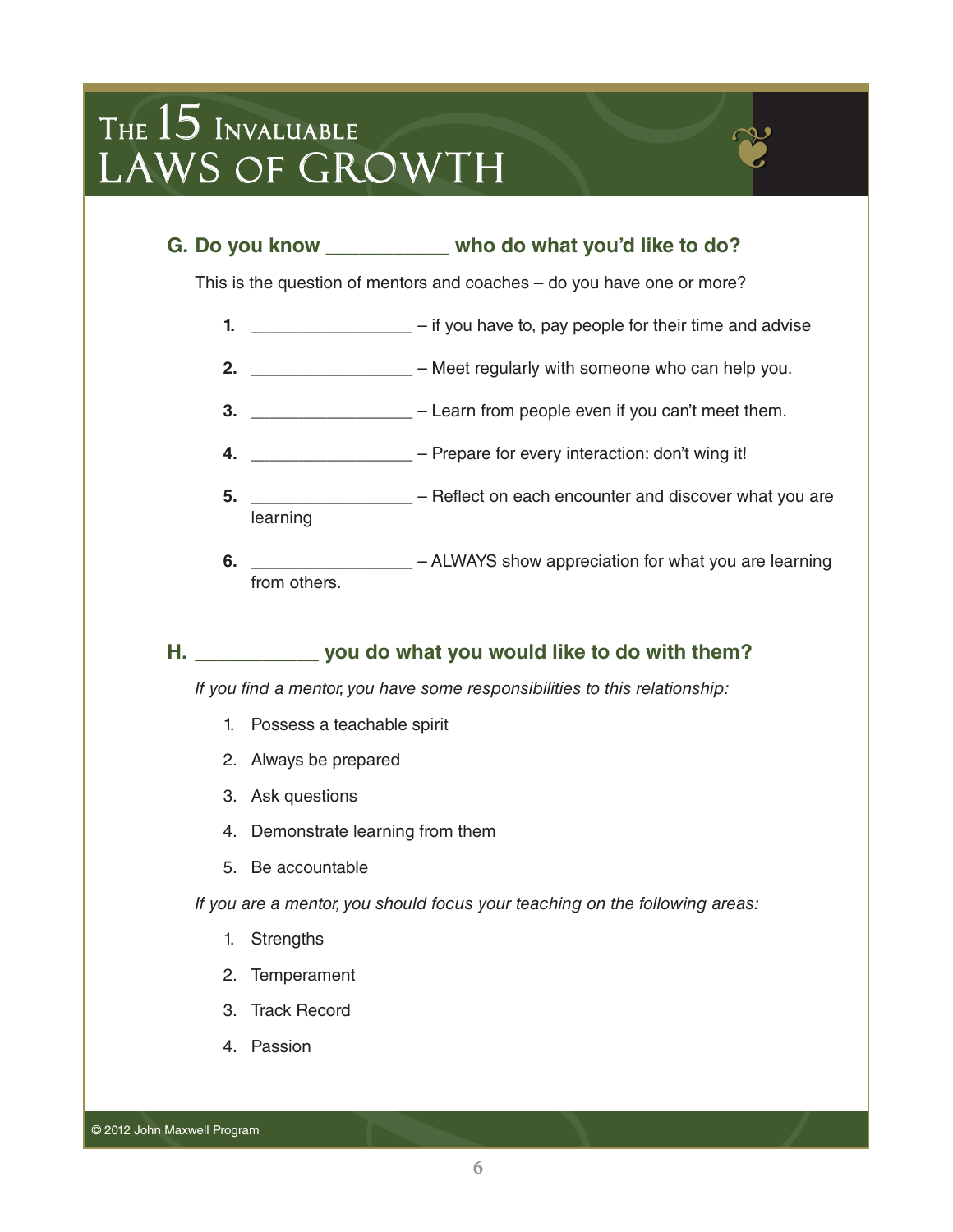## G. Do you know ___________ who do what you'd like to do?

This is the question of mentors and coaches – do you have one or more?

1. **_________________** – if you have to, pay people for their time and advise
2. **_________________** – Meet regularly with someone who can help you.
3. **_________________** – Learn from people even if you can't meet them.
4. **_________________** – Prepare for every interaction: don't wing it!
5. **_________________** – Reflect on each encounter and discover what you are learning
6. **_________________** – ALWAYS show appreciation for what you are learning from others.

## H. ___________ you do what you would like to do with them?

*If you find a mentor, you have some responsibilities to this relationship:*

1. Possess a teachable spirit
2. Always be prepared
3. Ask questions
4. Demonstrate learning from them
5. Be accountable

*If you are a mentor, you should focus your teaching on the following areas:*

1. Strengths
2. Temperament
3. Track Record
4. Passion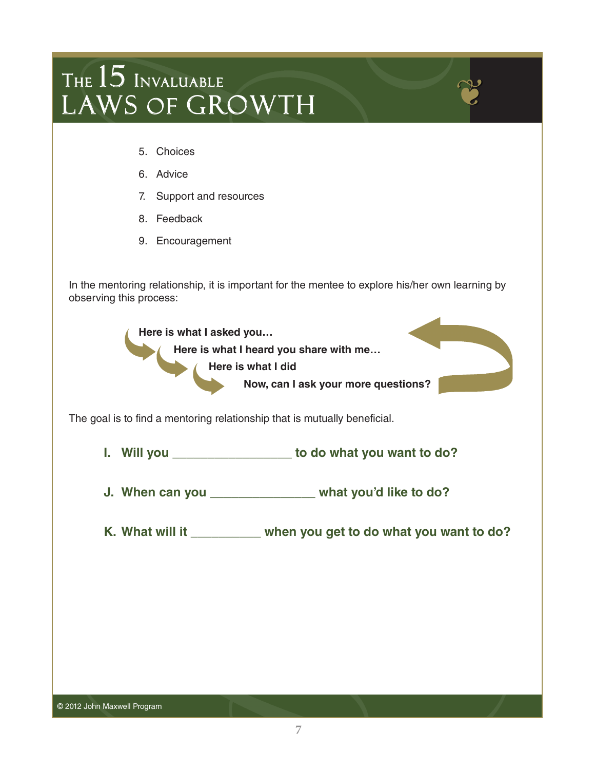5. Choices
6. Advice
7. Support and resources
8. Feedback
9. Encouragement

In the mentoring relationship, it is important for the mentee to explore his/her own learning by observing this process:

**Here is what I asked you…**

**Here is what I heard you share with me…**

**Here is what I did**

**Now, can I ask your more questions?**

The goal is to find a mentoring relationship that is mutually beneficial.

**I. Will you _________________ to do what you want to do?**

**J. When can you _______________ what you'd like to do?**

**K. What will it __________ when you get to do what you want to do?**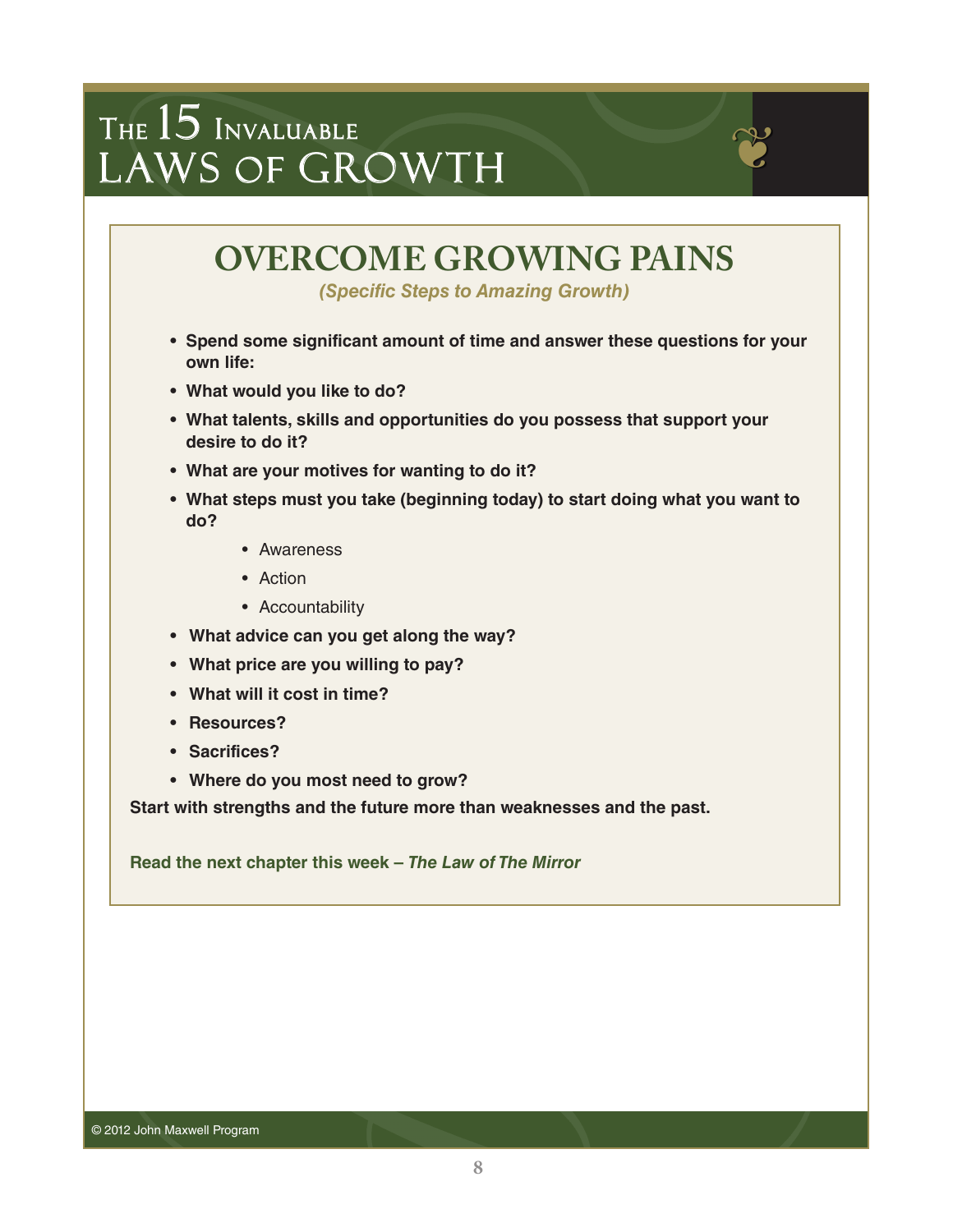## OVERCOME GROWING PAINS

*(Specific Steps to Amazing Growth)*

- **Spend some significant amount of time and answer these questions for your own life:**
- **What would you like to do?**
- **What talents, skills and opportunities do you possess that support your desire to do it?**
- **What are your motives for wanting to do it?**
- **What steps must you take (beginning today) to start doing what you want to do?**
    - Awareness
    - Action
    - Accountability
- **What advice can you get along the way?**
- **What price are you willing to pay?**
- **What will it cost in time?**
- **Resources?**
- **Sacrifices?**
- **Where do you most need to grow?**

**Start with strengths and the future more than weaknesses and the past.**

**Read the next chapter this week – *The Law of The Mirror***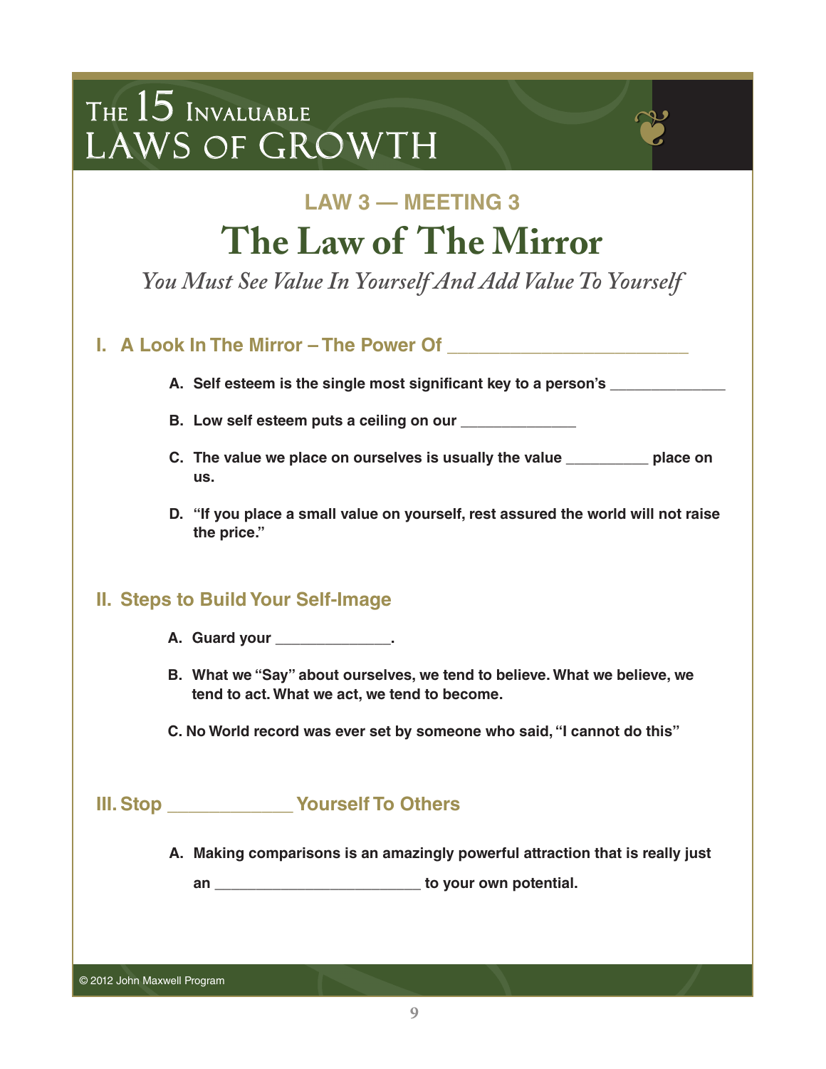# THE 15 INVALUABLE LAWS OF GROWTH

## LAW 3 — MEETING 3

# The Law of The Mirror

*You Must See Value In Yourself And Add Value To Yourself*

### I. A Look In The Mirror – The Power Of _______________________

A. Self esteem is the single most significant key to a person's _____________

B. Low self esteem puts a ceiling on our _____________

C. The value we place on ourselves is usually the value _________ place on us.

D. "If you place a small value on yourself, rest assured the world will not raise the price."

### II. Steps to Build Your Self-Image

A. Guard your _____________.

B. What we "Say" about ourselves, we tend to believe. What we believe, we tend to act. What we act, we tend to become.

C. No World record was ever set by someone who said, "I cannot do this"

### III. Stop ___________ Yourself To Others

A. Making comparisons is an amazingly powerful attraction that is really just an ______________________ to your own potential.

© 2012 John Maxwell Program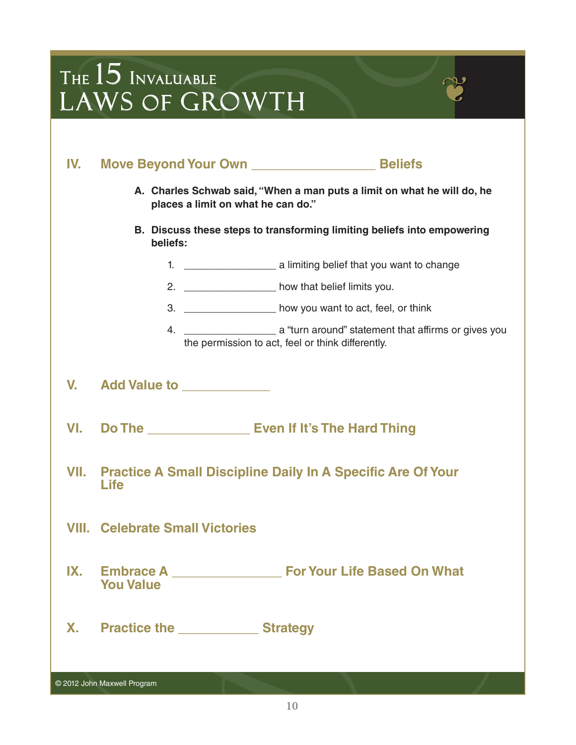# THE 15 INVALUABLE LAWS OF GROWTH

## IV. Move Beyond Your Own _________________ Beliefs

**A. Charles Schwab said, "When a man puts a limit on what he will do, he places a limit on what he can do."**

**B. Discuss these steps to transforming limiting beliefs into empowering beliefs:**

1. ________________ a limiting belief that you want to change
2. ________________ how that belief limits you.
3. ________________ how you want to act, feel, or think
4. ________________ a "turn around" statement that affirms or gives you the permission to act, feel or think differently.

## V. Add Value to ____________

## VI. Do The ______________ Even If It's The Hard Thing

## VII. Practice A Small Discipline Daily In A Specific Are Of Your Life

## VIII. Celebrate Small Victories

## IX. Embrace A _______________ For Your Life Based On What You Value

## X. Practice the ___________ Strategy

© 2012 John Maxwell Program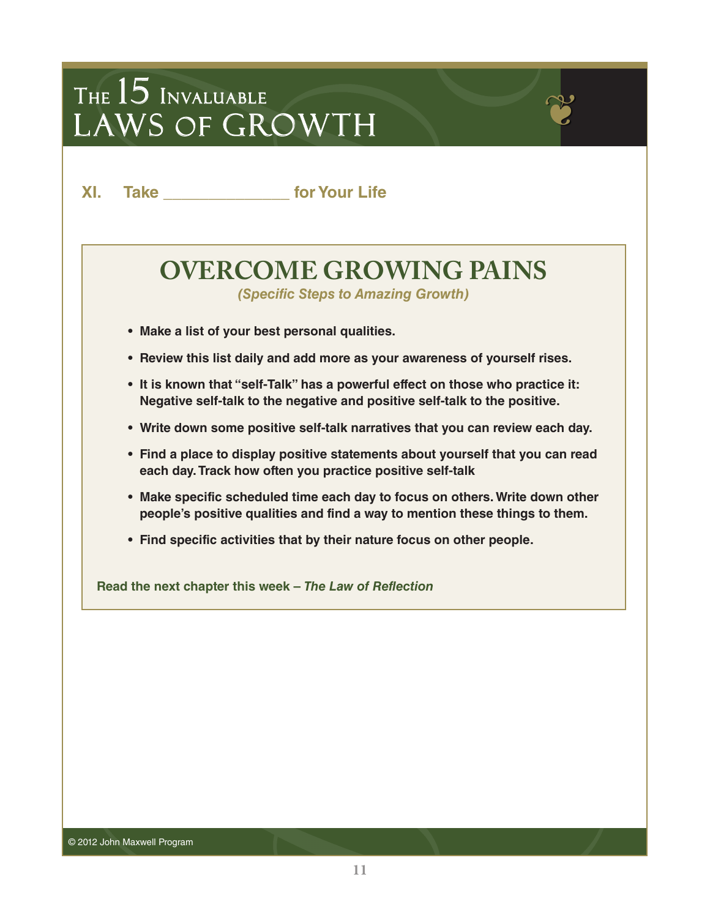**XI. Take _______________ for Your Life**

## OVERCOME GROWING PAINS

*(Specific Steps to Amazing Growth)*

- **Make a list of your best personal qualities.**
- **Review this list daily and add more as your awareness of yourself rises.**
- **It is known that "self-Talk" has a powerful effect on those who practice it: Negative self-talk to the negative and positive self-talk to the positive.**
- **Write down some positive self-talk narratives that you can review each day.**
- **Find a place to display positive statements about yourself that you can read each day. Track how often you practice positive self-talk**
- **Make specific scheduled time each day to focus on others. Write down other people's positive qualities and find a way to mention these things to them.**
- **Find specific activities that by their nature focus on other people.**

**Read the next chapter this week – *The Law of Reflection***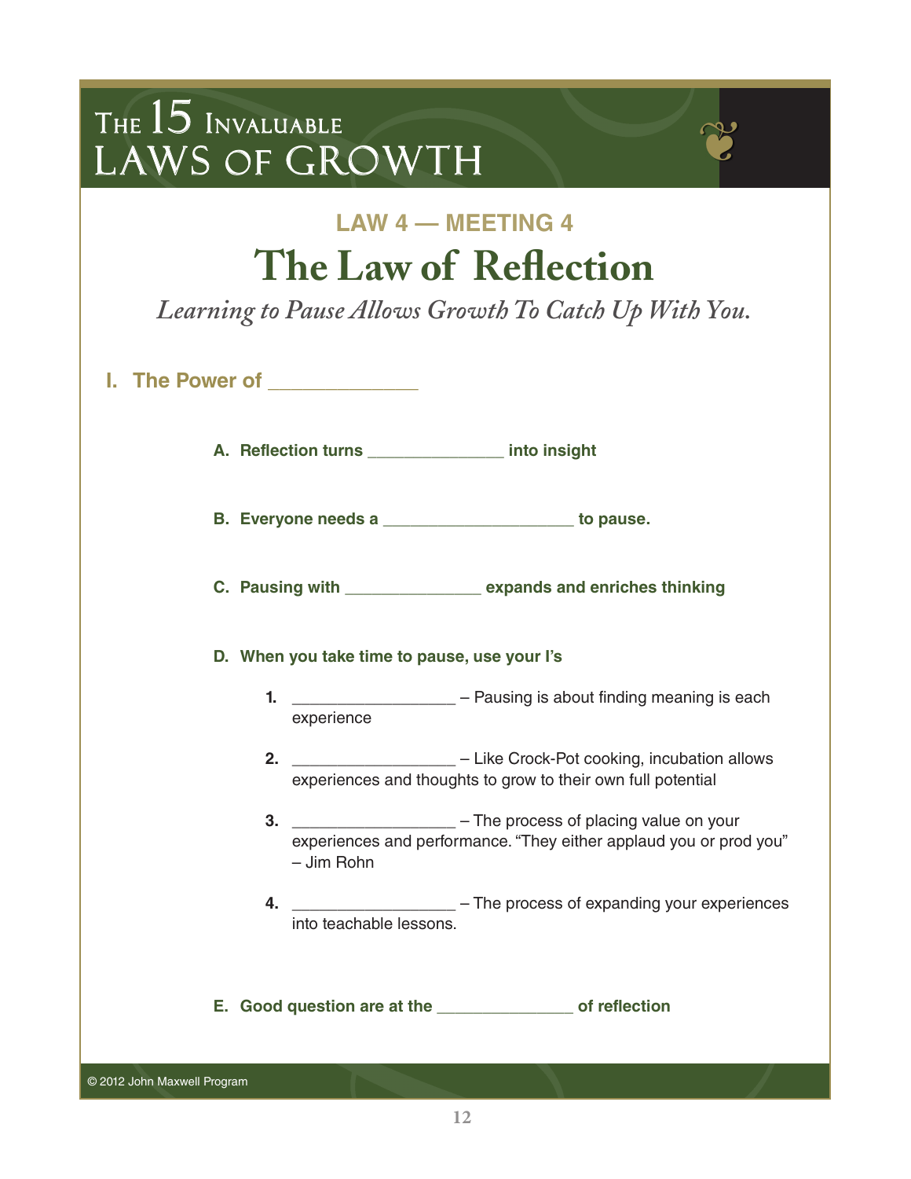# THE 15 INVALUABLE LAWS OF GROWTH

### LAW 4 — MEETING 4

## The Law of Reflection

*Learning to Pause Allows Growth To Catch Up With You.*

### I. The Power of _____________

**A. Reflection turns _______________ into insight**

**B. Everyone needs a _____________________ to pause.**

**C. Pausing with _______________ expands and enriches thinking**

**D. When you take time to pause, use your I's**

1. __________________ – Pausing is about finding meaning is each experience

2. __________________ – Like Crock-Pot cooking, incubation allows experiences and thoughts to grow to their own full potential

3. __________________ – The process of placing value on your experiences and performance. "They either applaud you or prod you" – Jim Rohn

4. __________________ – The process of expanding your experiences into teachable lessons.

**E. Good question are at the _______________ of reflection**

© 2012 John Maxwell Program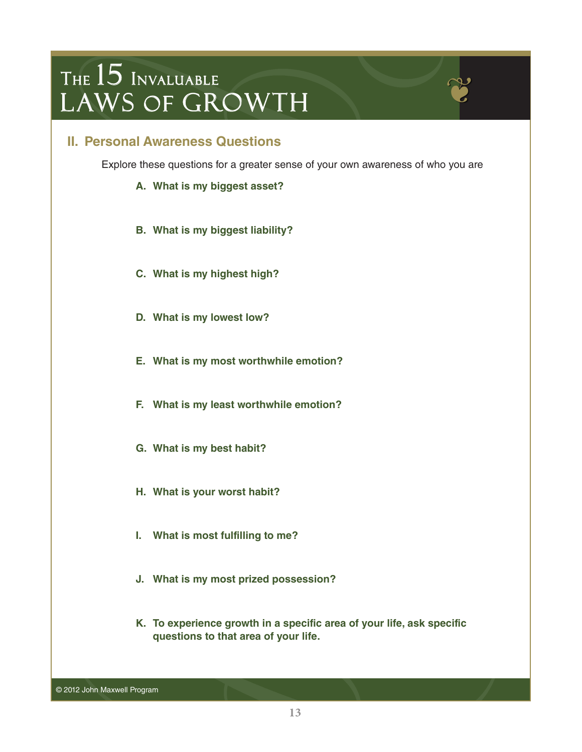## II. Personal Awareness Questions

Explore these questions for a greater sense of your own awareness of who you are

A. **What is my biggest asset?**

B. **What is my biggest liability?**

C. **What is my highest high?**

D. **What is my lowest low?**

E. **What is my most worthwhile emotion?**

F. **What is my least worthwhile emotion?**

G. **What is my best habit?**

H. **What is your worst habit?**

I. **What is most fulfilling to me?**

J. **What is my most prized possession?**

K. **To experience growth in a specific area of your life, ask specific questions to that area of your life.**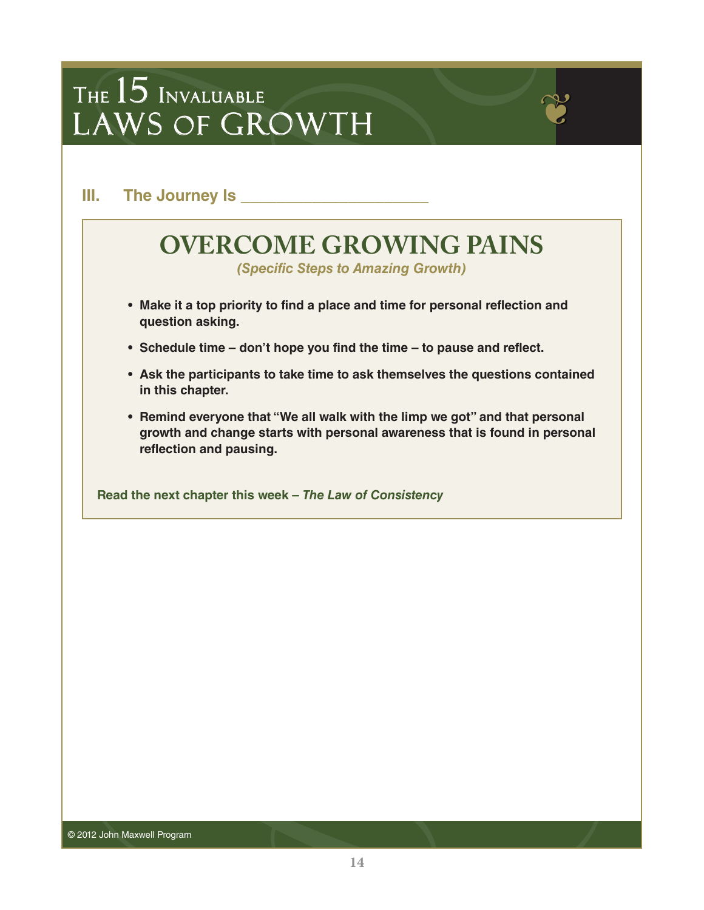## III. The Journey Is ____________________

## OVERCOME GROWING PAINS

*(Specific Steps to Amazing Growth)*

- **Make it a top priority to find a place and time for personal reflection and question asking.**
- **Schedule time – don't hope you find the time – to pause and reflect.**
- **Ask the participants to take time to ask themselves the questions contained in this chapter.**
- **Remind everyone that "We all walk with the limp we got" and that personal growth and change starts with personal awareness that is found in personal reflection and pausing.**

**Read the next chapter this week – *The Law of Consistency***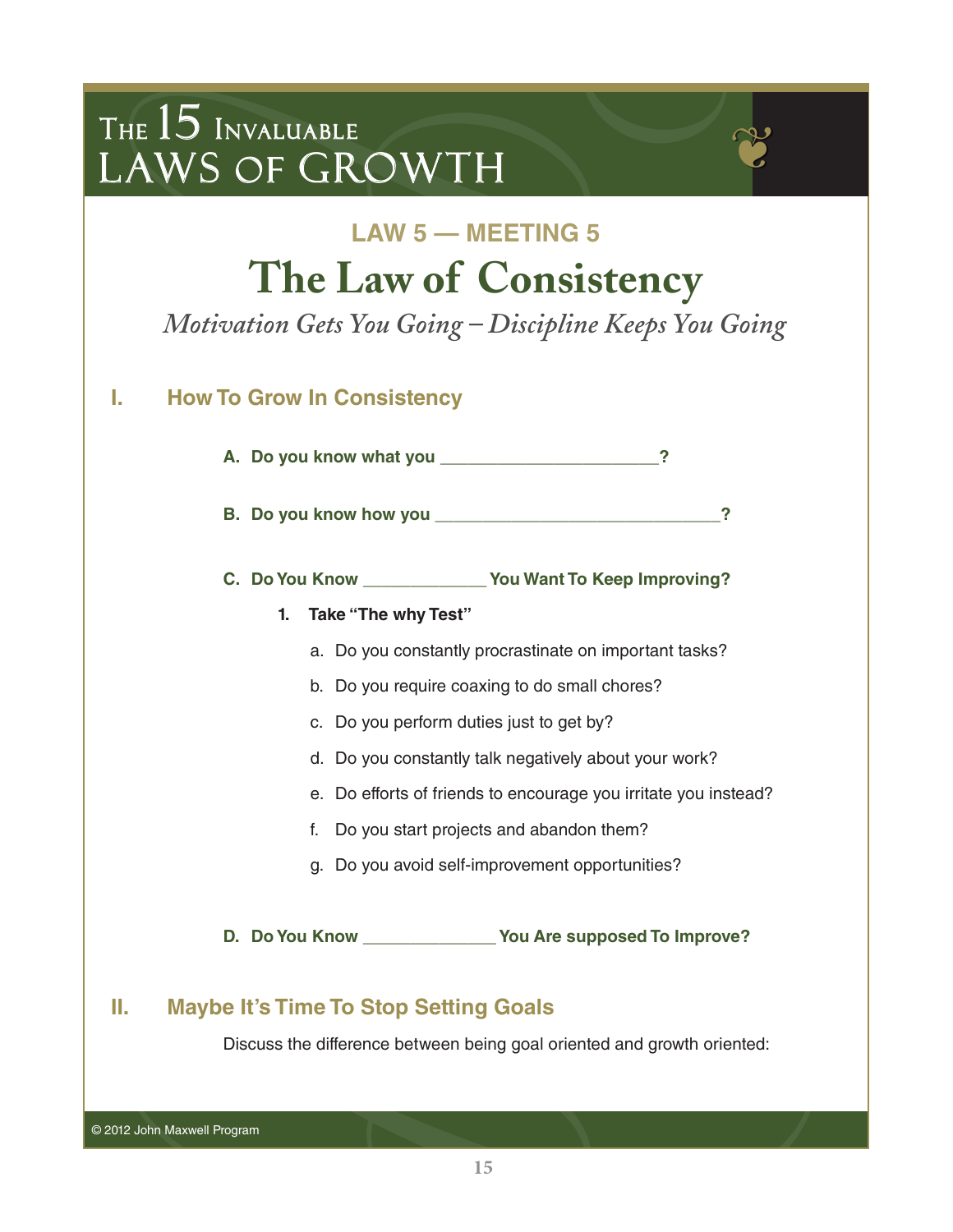# LAW 5 — MEETING 5

## The Law of Consistency

*Motivation Gets You Going – Discipline Keeps You Going*

### I. How To Grow In Consistency

**A. Do you know what you ______________________?**

**B. Do you know how you _____________________________?**

**C. Do You Know _____________ You Want To Keep Improving?**

1. **Take "The why Test"**
   - a. Do you constantly procrastinate on important tasks?
   - b. Do you require coaxing to do small chores?
   - c. Do you perform duties just to get by?
   - d. Do you constantly talk negatively about your work?
   - e. Do efforts of friends to encourage you irritate you instead?
   - f. Do you start projects and abandon them?
   - g. Do you avoid self-improvement opportunities?

**D. Do You Know ______________ You Are supposed To Improve?**

### II. Maybe It's Time To Stop Setting Goals

Discuss the difference between being goal oriented and growth oriented:

© 2012 John Maxwell Program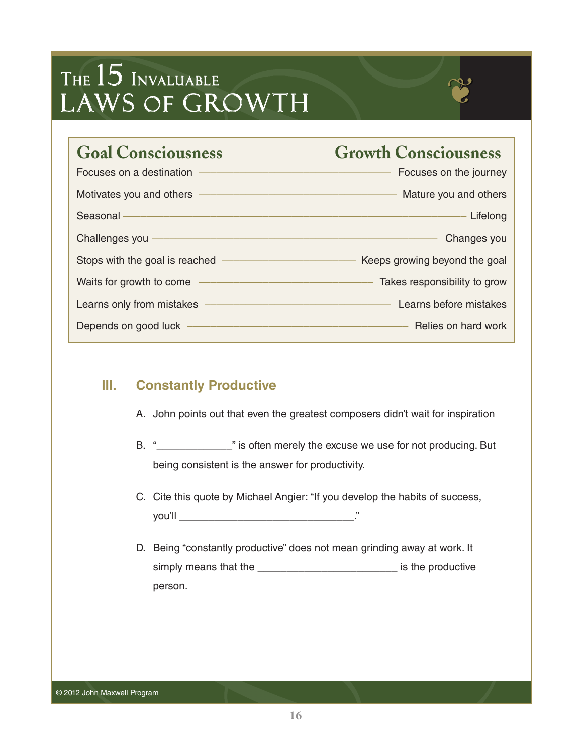| Goal Consciousness | Growth Consciousness |
| --- | --- |
| Focuses on a destination | Focuses on the journey |
| Motivates you and others | Mature you and others |
| Seasonal | Lifelong |
| Challenges you | Changes you |
| Stops with the goal is reached | Keeps growing beyond the goal |
| Waits for growth to come | Takes responsibility to grow |
| Learns only from mistakes | Learns before mistakes |
| Depends on good luck | Relies on hard work |

## III. Constantly Productive

A. John points out that even the greatest composers didn't wait for inspiration

B. "_____________" is often merely the excuse we use for not producing. But being consistent is the answer for productivity.

C. Cite this quote by Michael Angier: "If you develop the habits of success, you'll ______________________________."

D. Being "constantly productive" does not mean grinding away at work. It simply means that the ________________________ is the productive person.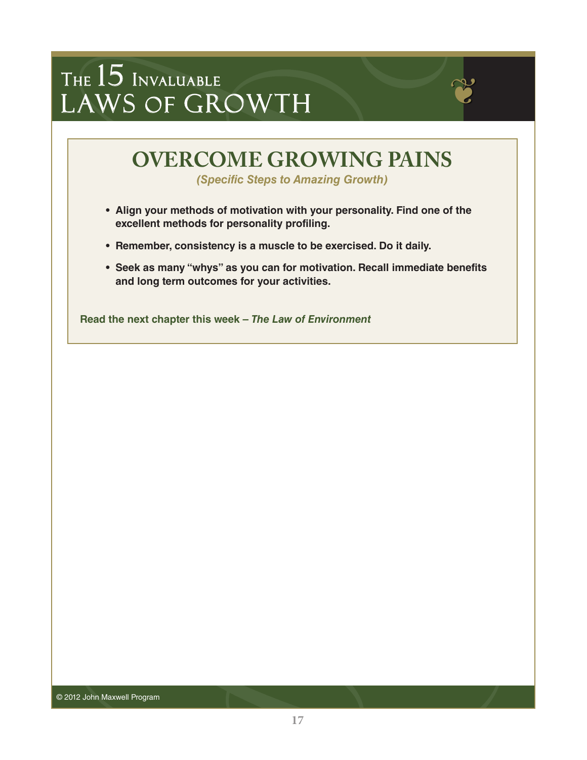## OVERCOME GROWING PAINS

***(Specific Steps to Amazing Growth)***

- **Align your methods of motivation with your personality. Find one of the excellent methods for personality profiling.**
- **Remember, consistency is a muscle to be exercised. Do it daily.**
- **Seek as many "whys" as you can for motivation. Recall immediate benefits and long term outcomes for your activities.**

**Read the next chapter this week – *The Law of Environment***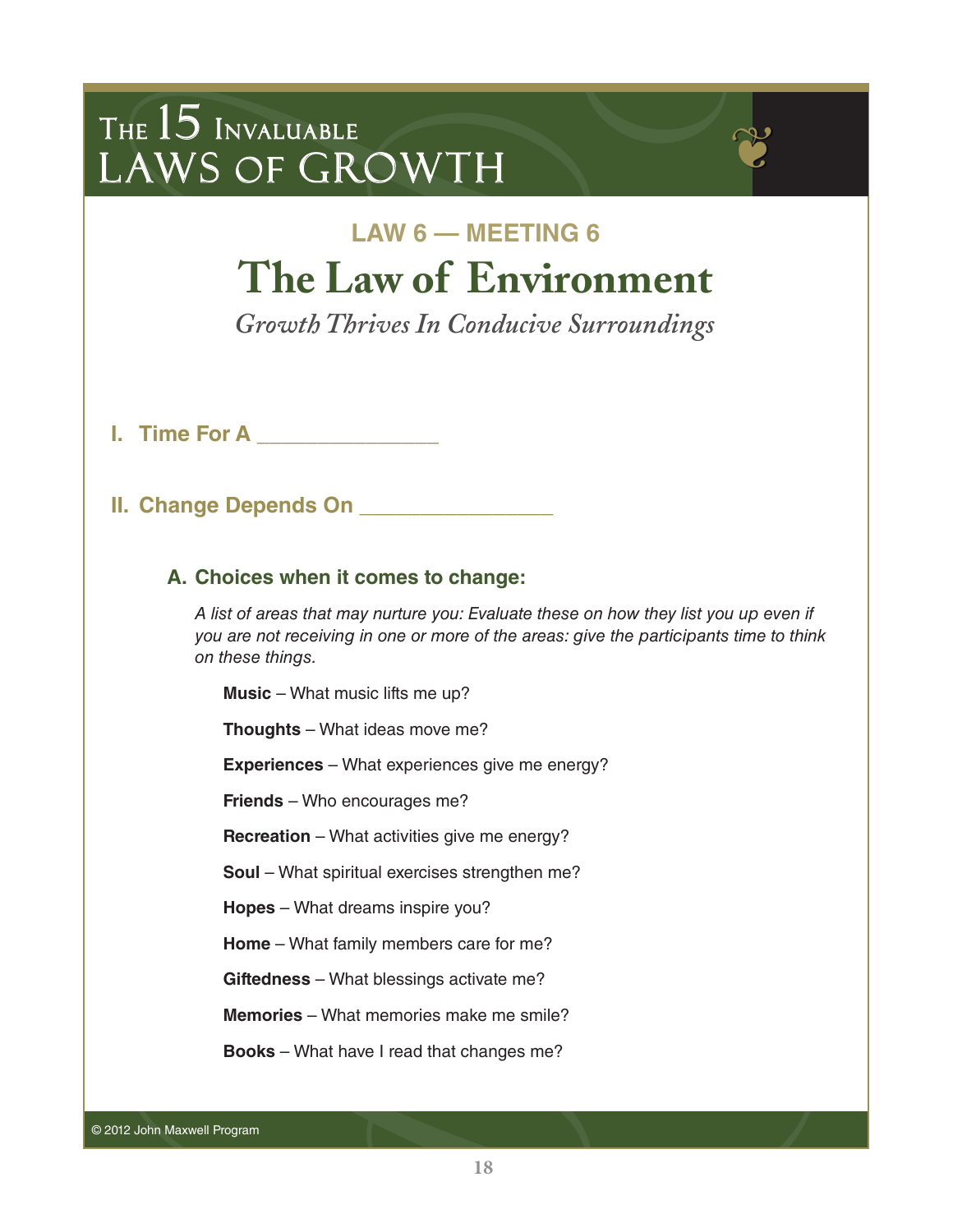# The 15 Invaluable Laws of Growth

## LAW 6 — MEETING 6

# The Law of Environment

*Growth Thrives In Conducive Surroundings*

### I. Time For A _______________

### II. Change Depends On ________________

#### A. Choices when it comes to change:

*A list of areas that may nurture you: Evaluate these on how they list you up even if you are not receiving in one or more of the areas: give the participants time to think on these things.*

**Music** – What music lifts me up?

**Thoughts** – What ideas move me?

**Experiences** – What experiences give me energy?

**Friends** – Who encourages me?

**Recreation** – What activities give me energy?

**Soul** – What spiritual exercises strengthen me?

**Hopes** – What dreams inspire you?

**Home** – What family members care for me?

**Giftedness** – What blessings activate me?

**Memories** – What memories make me smile?

**Books** – What have I read that changes me?

© 2012 John Maxwell Program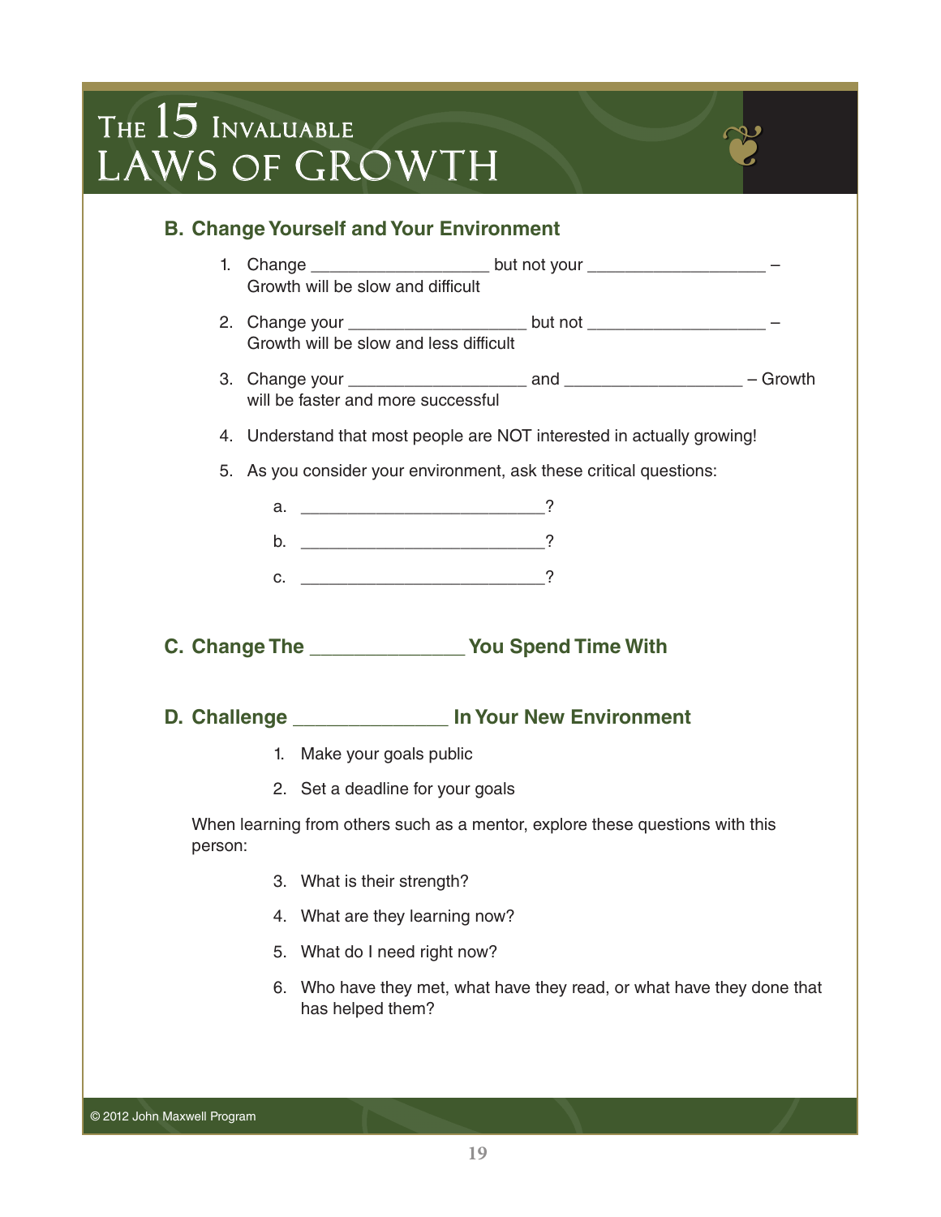## B. Change Yourself and Your Environment

1. Change ___________________ but not your ___________________ – Growth will be slow and difficult
2. Change your ___________________ but not ___________________ – Growth will be slow and less difficult
3. Change your ___________________ and ___________________ – Growth will be faster and more successful
4. Understand that most people are NOT interested in actually growing!
5. As you consider your environment, ask these critical questions:
   a. __________________________?
   b. __________________________?
   c. __________________________?

## C. Change The ______________ You Spend Time With

## D. Challenge ______________ In Your New Environment

1. Make your goals public
2. Set a deadline for your goals

When learning from others such as a mentor, explore these questions with this person:

3. What is their strength?
4. What are they learning now?
5. What do I need right now?
6. Who have they met, what have they read, or what have they done that has helped them?

© 2012 John Maxwell Program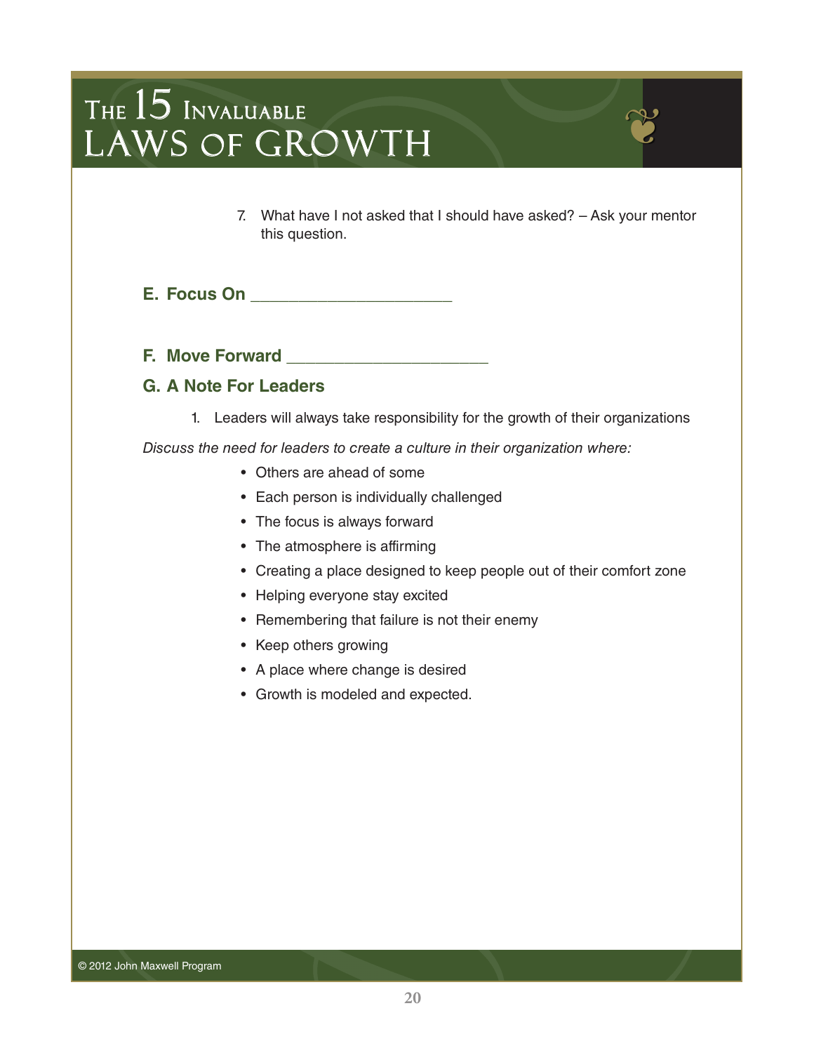7. What have I not asked that I should have asked? – Ask your mentor this question.

### E. Focus On ______________________

### F. Move Forward ______________________

### G. A Note For Leaders

1. Leaders will always take responsibility for the growth of their organizations

*Discuss the need for leaders to create a culture in their organization where:*

- Others are ahead of some
- Each person is individually challenged
- The focus is always forward
- The atmosphere is affirming
- Creating a place designed to keep people out of their comfort zone
- Helping everyone stay excited
- Remembering that failure is not their enemy
- Keep others growing
- A place where change is desired
- Growth is modeled and expected.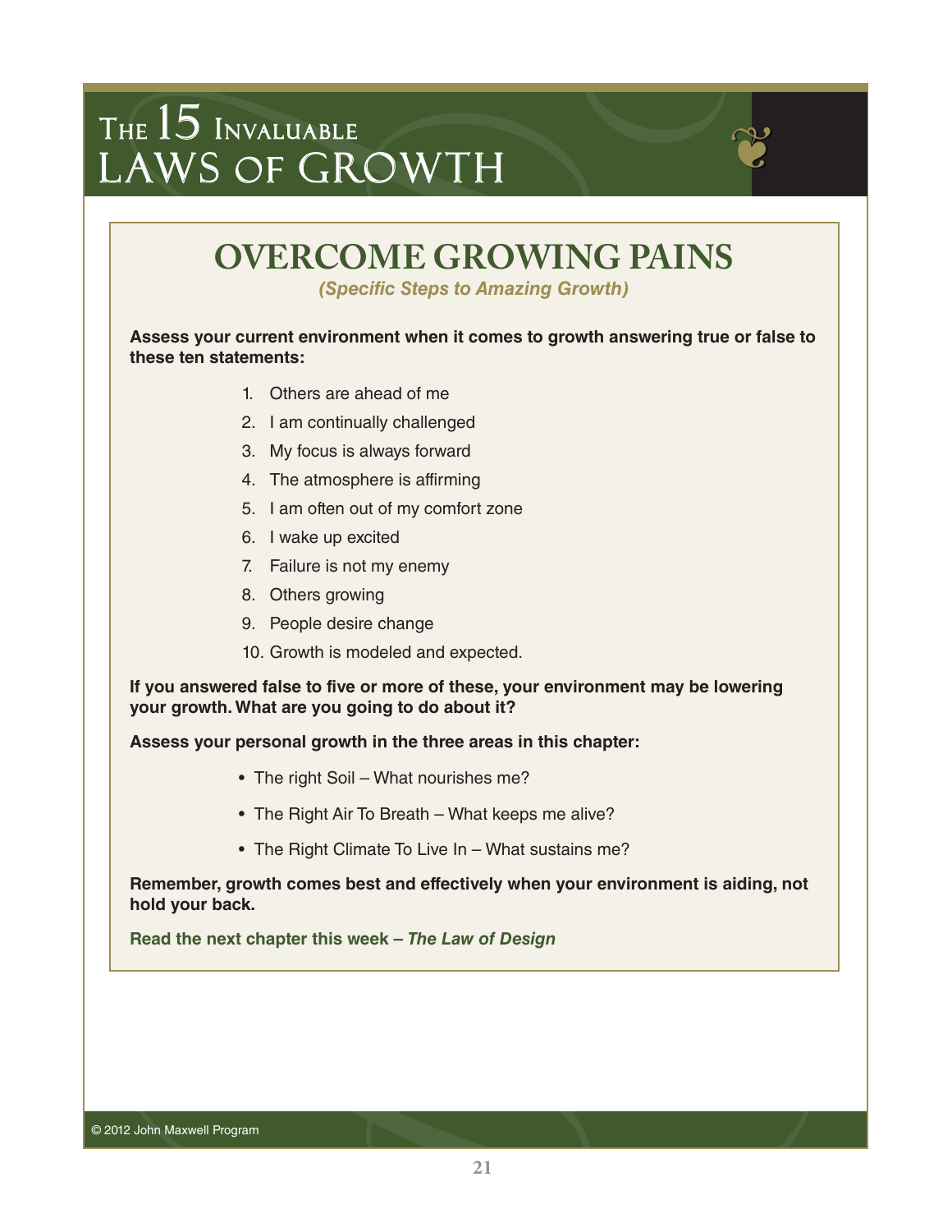# OVERCOME GROWING PAINS

*(Specific Steps to Amazing Growth)*

**Assess your current environment when it comes to growth answering true or false to these ten statements:**

1. Others are ahead of me
2. I am continually challenged
3. My focus is always forward
4. The atmosphere is affirming
5. I am often out of my comfort zone
6. I wake up excited
7. Failure is not my enemy
8. Others growing
9. People desire change
10. Growth is modeled and expected.

**If you answered false to five or more of these, your environment may be lowering your growth. What are you going to do about it?**

**Assess your personal growth in the three areas in this chapter:**

- The right Soil – What nourishes me?
- The Right Air To Breath – What keeps me alive?
- The Right Climate To Live In – What sustains me?

**Remember, growth comes best and effectively when your environment is aiding, not hold your back.**

**Read the next chapter this week – *The Law of Design***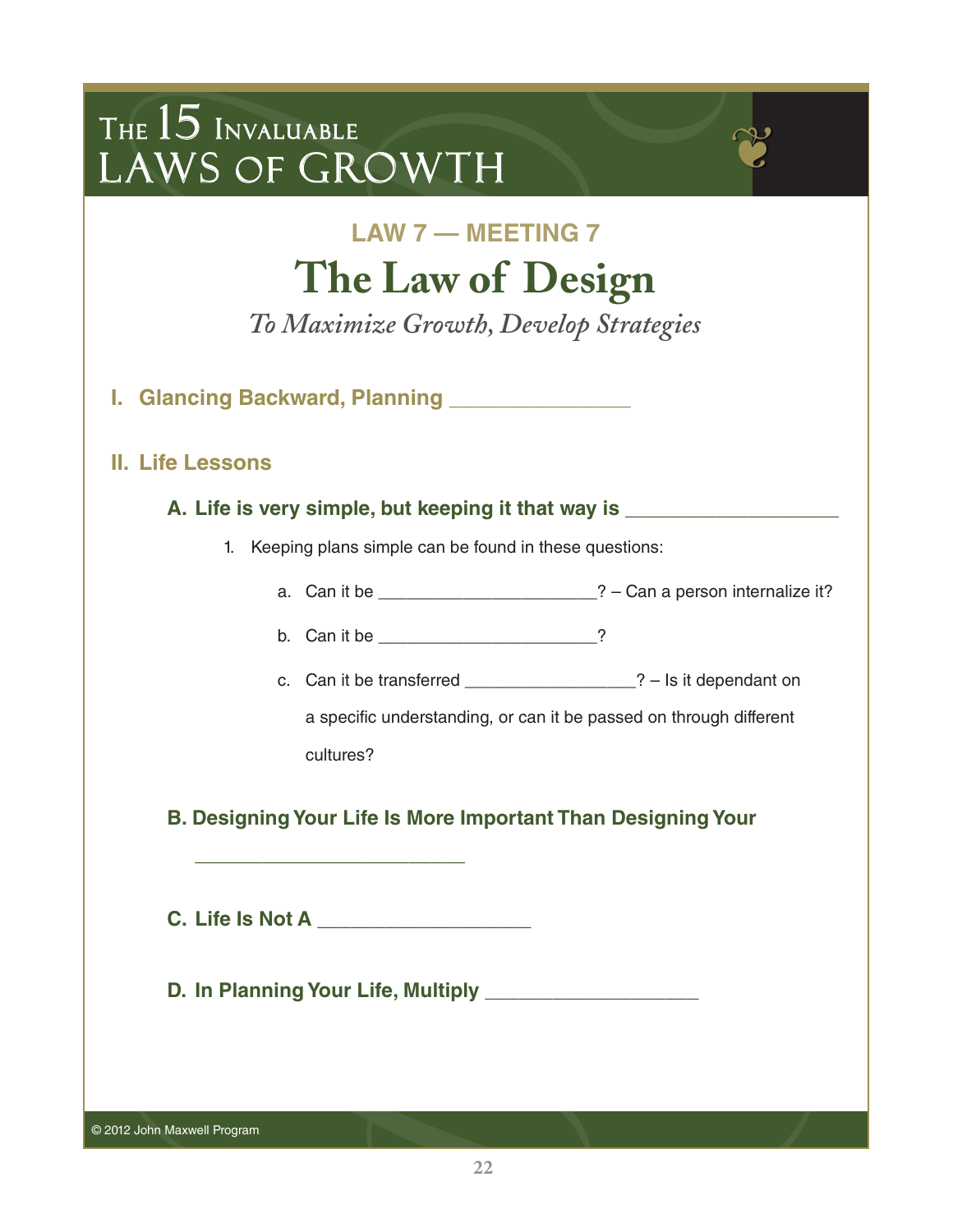# THE 15 INVALUABLE LAWS OF GROWTH

## LAW 7 — MEETING 7

# The Law of Design

*To Maximize Growth, Develop Strategies*

### I. Glancing Backward, Planning _______________

### II. Life Lessons

**A. Life is very simple, but keeping it that way is ___________________**

1. Keeping plans simple can be found in these questions:

   a. Can it be ______________________? – Can a person internalize it?

   b. Can it be ______________________?

   c. Can it be transferred _________________? – Is it dependant on a specific understanding, or can it be passed on through different cultures?

**B. Designing Your Life Is More Important Than Designing Your ________________________**

**C. Life Is Not A ___________________**

**D. In Planning Your Life, Multiply ___________________**

© 2012 John Maxwell Program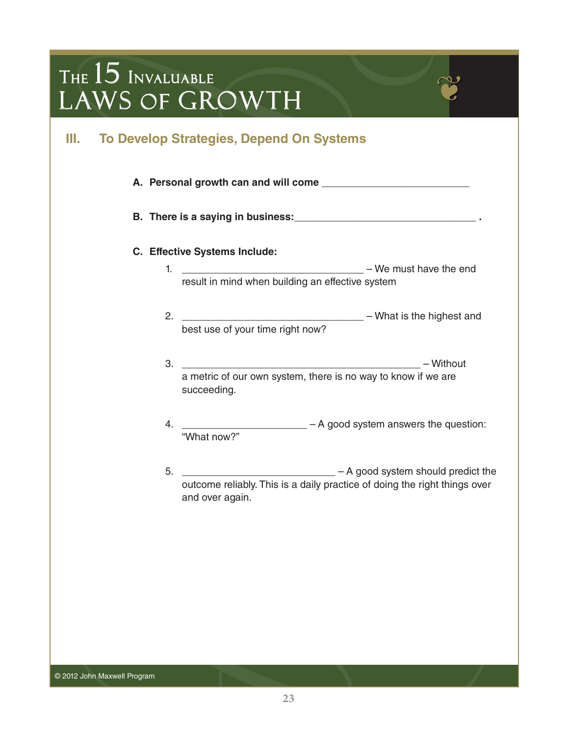## III. To Develop Strategies, Depend On Systems

**A. Personal growth can and will come** __________________________

**B. There is a saying in business:** _________________________________ .

**C. Effective Systems Include:**

1. _________________________________ – We must have the end result in mind when building an effective system

2. _________________________________ – What is the highest and best use of your time right now?

3. ____________________________________________ – Without a metric of our own system, there is no way to know if we are succeeding.

4. ______________________ – A good system answers the question: "What now?"

5. ___________________________ – A good system should predict the outcome reliably. This is a daily practice of doing the right things over and over again.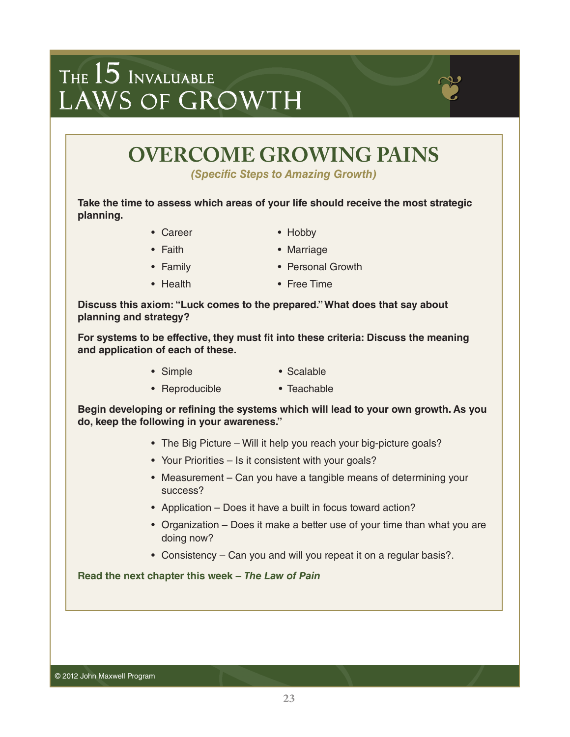# OVERCOME GROWING PAINS

*(Specific Steps to Amazing Growth)*

**Take the time to assess which areas of your life should receive the most strategic planning.**

- Career
- Faith
- Family
- Health
- Hobby
- Marriage
- Personal Growth
- Free Time

**Discuss this axiom: "Luck comes to the prepared." What does that say about planning and strategy?**

**For systems to be effective, they must fit into these criteria: Discuss the meaning and application of each of these.**

- Simple
- Reproducible
- Scalable
- Teachable

**Begin developing or refining the systems which will lead to your own growth. As you do, keep the following in your awareness."**

- The Big Picture – Will it help you reach your big-picture goals?
- Your Priorities – Is it consistent with your goals?
- Measurement – Can you have a tangible means of determining your success?
- Application – Does it have a built in focus toward action?
- Organization – Does it make a better use of your time than what you are doing now?
- Consistency – Can you and will you repeat it on a regular basis?.

**Read the next chapter this week – *The Law of Pain***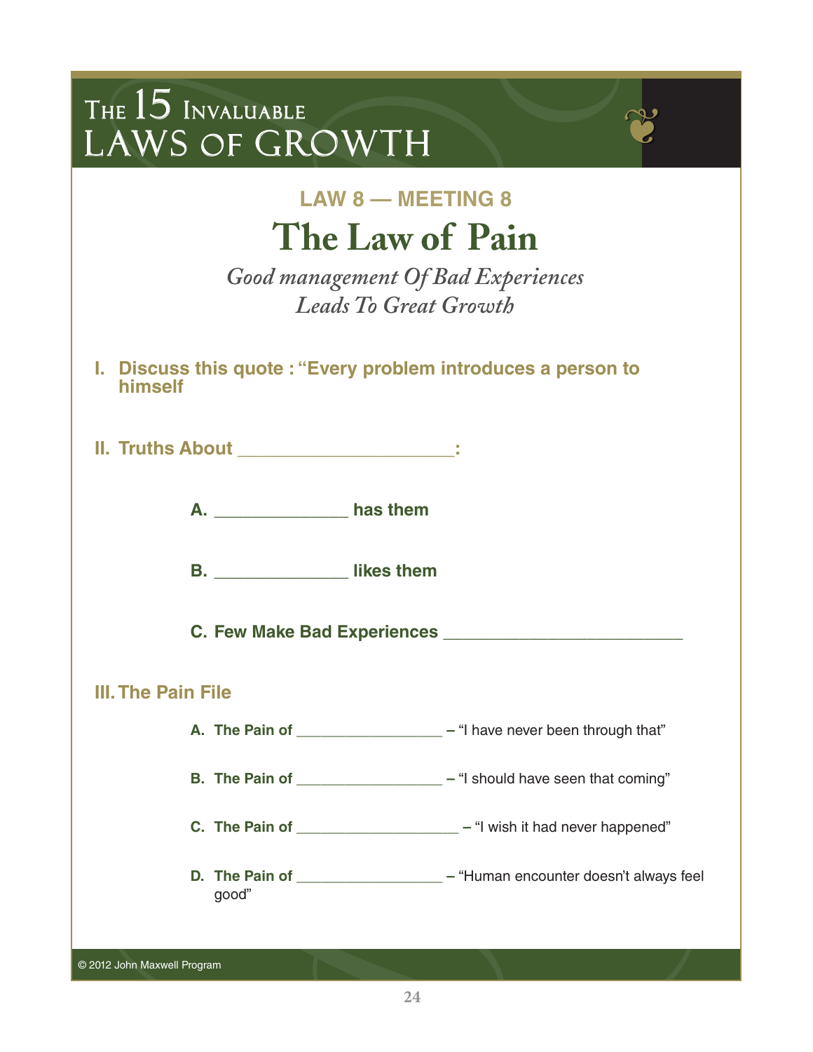# THE 15 INVALUABLE LAWS OF GROWTH

### LAW 8 — MEETING 8

## The Law of Pain

*Good management Of Bad Experiences Leads To Great Growth*

**I. Discuss this quote : "Every problem introduces a person to himself**

**II. Truths About ______________________:**

- **A. ______________ has them**
- **B. ______________ likes them**
- **C. Few Make Bad Experiences __________________________**

**III. The Pain File**

- **A. The Pain of _________________ –** "I have never been through that"
- **B. The Pain of _________________ –** "I should have seen that coming"
- **C. The Pain of ___________________ –** "I wish it had never happened"
- **D. The Pain of _________________ –** "Human encounter doesn't always feel good"

© 2012 John Maxwell Program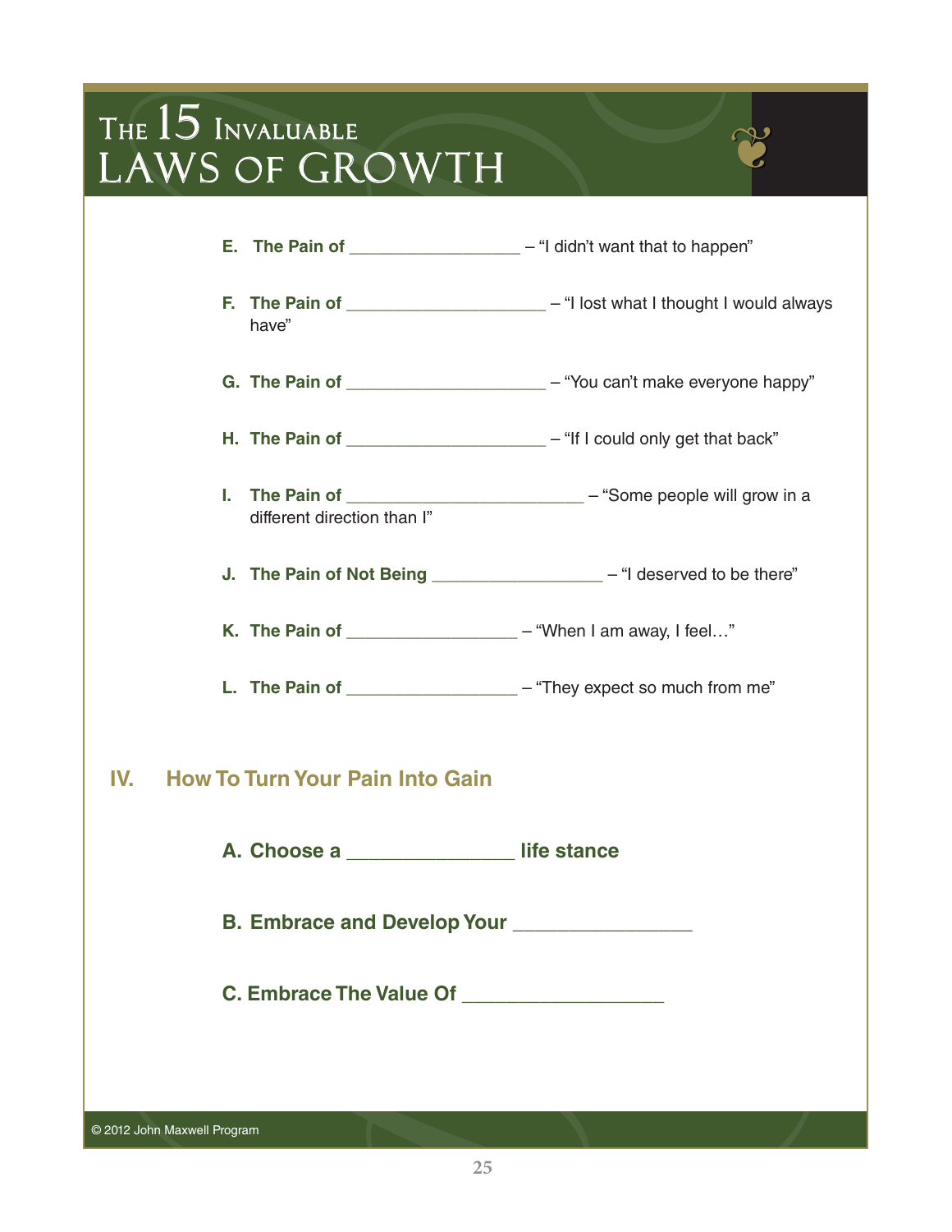E. **The Pain of** ________________ – "I didn't want that to happen"

F. **The Pain of** ____________________ – "I lost what I thought I would always have"

G. **The Pain of** ____________________ – "You can't make everyone happy"

H. **The Pain of** ____________________ – "If I could only get that back"

I. **The Pain of** ________________________ – "Some people will grow in a different direction than I"

J. **The Pain of Not Being** ________________ – "I deserved to be there"

K. **The Pain of** ________________ – "When I am away, I feel…"

L. **The Pain of** ________________ – "They expect so much from me"

## IV. How To Turn Your Pain Into Gain

**A. Choose a** ______________ **life stance**

**B. Embrace and Develop Your** ________________

**C. Embrace The Value Of** __________________

© 2012 John Maxwell Program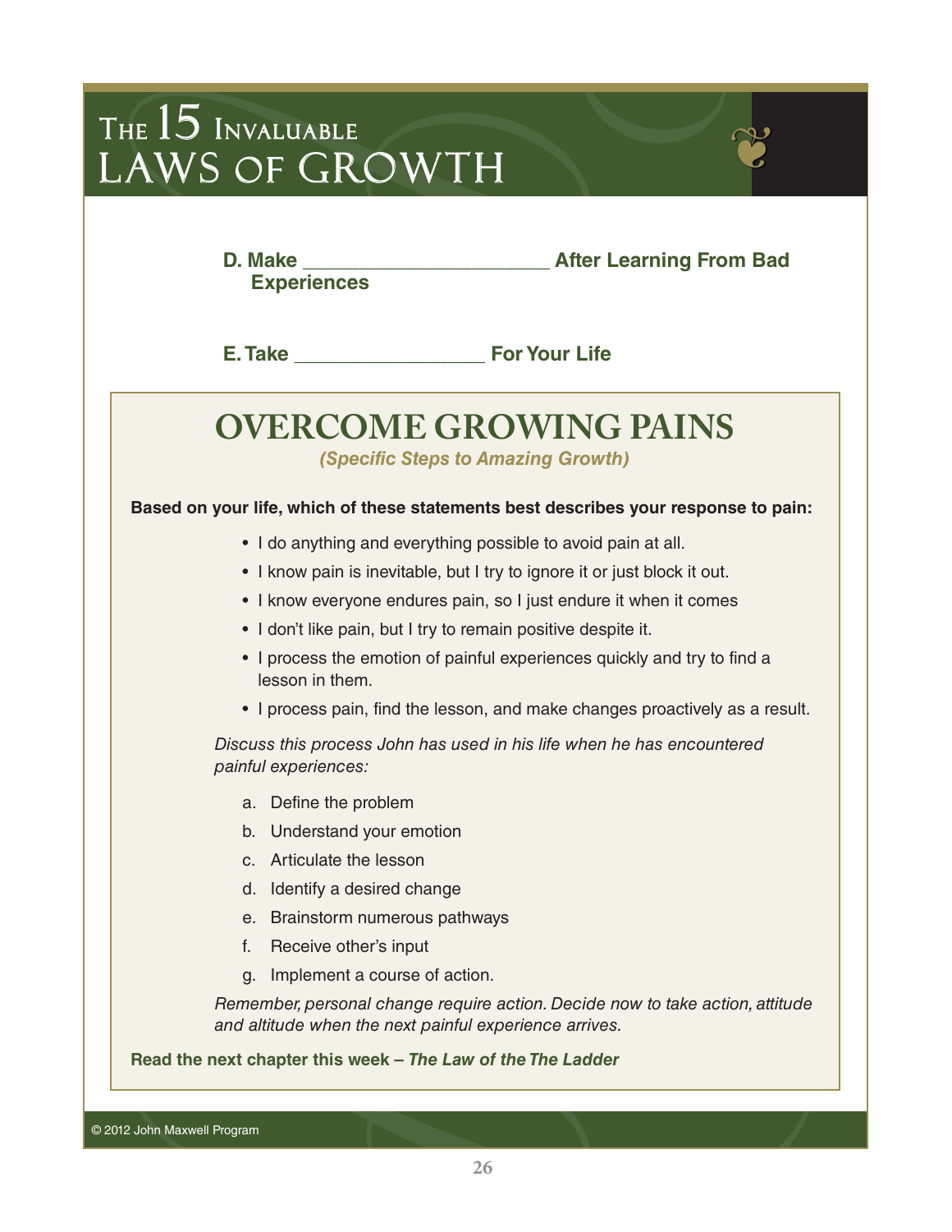**D. Make ______________________ After Learning From Bad Experiences**

**E. Take _________________ For Your Life**

## OVERCOME GROWING PAINS

***(Specific Steps to Amazing Growth)***

**Based on your life, which of these statements best describes your response to pain:**

- I do anything and everything possible to avoid pain at all.
- I know pain is inevitable, but I try to ignore it or just block it out.
- I know everyone endures pain, so I just endure it when it comes
- I don't like pain, but I try to remain positive despite it.
- I process the emotion of painful experiences quickly and try to find a lesson in them.
- I process pain, find the lesson, and make changes proactively as a result.

*Discuss this process John has used in his life when he has encountered painful experiences:*

a. Define the problem
b. Understand your emotion
c. Articulate the lesson
d. Identify a desired change
e. Brainstorm numerous pathways
f. Receive other's input
g. Implement a course of action.

*Remember, personal change require action. Decide now to take action, attitude and altitude when the next painful experience arrives.*

**Read the next chapter this week – *The Law of the The Ladder***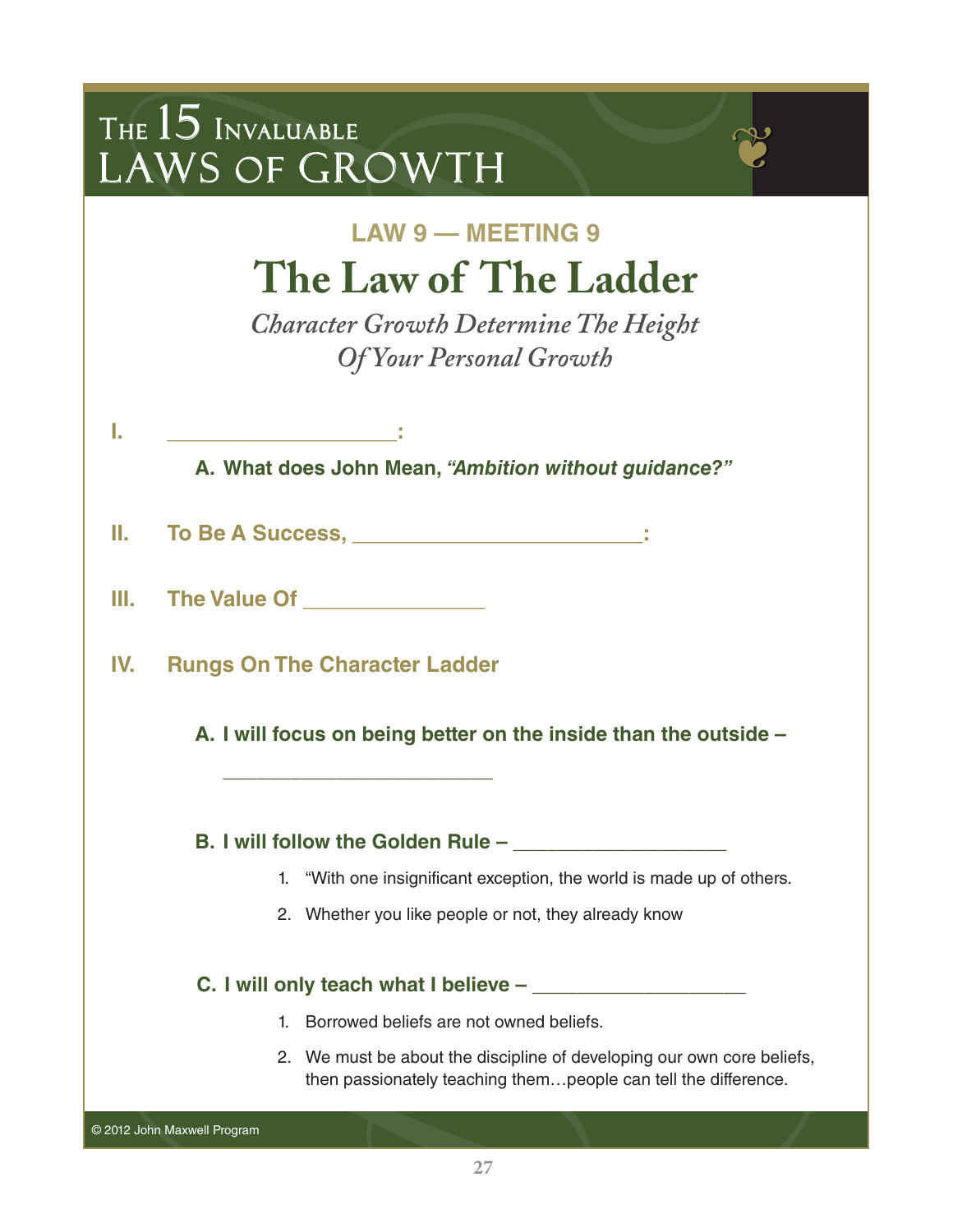# The 15 Invaluable Laws of Growth

## LAW 9 — MEETING 9

# The Law of The Ladder

*Character Growth Determine The Height Of Your Personal Growth*

**I. ___________________:**

- **A. What does John Mean, *"Ambition without guidance?"***

**II. To Be A Success, ________________________:**

**III. The Value Of _______________**

**IV. Rungs On The Character Ladder**

- **A. I will focus on being better on the inside than the outside –**

  ________________________

- **B. I will follow the Golden Rule – ___________________**

  1. "With one insignificant exception, the world is made up of others.
  2. Whether you like people or not, they already know

- **C. I will only teach what I believe – ___________________**

  1. Borrowed beliefs are not owned beliefs.
  2. We must be about the discipline of developing our own core beliefs, then passionately teaching them…people can tell the difference.

© 2012 John Maxwell Program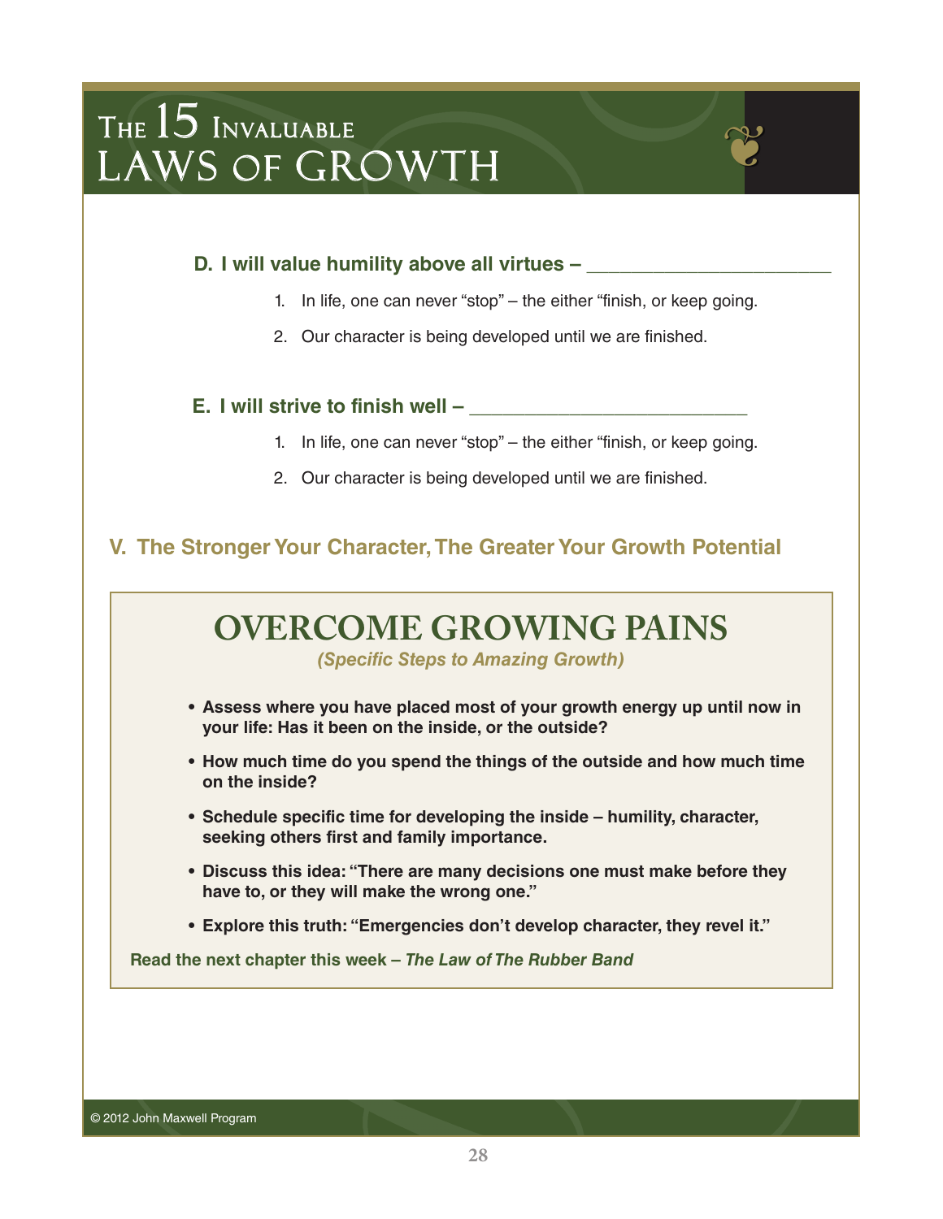**D. I will value humility above all virtues – ______________________**

1. In life, one can never "stop" – the either "finish, or keep going.
2. Our character is being developed until we are finished.

**E. I will strive to finish well – _________________________**

1. In life, one can never "stop" – the either "finish, or keep going.
2. Our character is being developed until we are finished.

## V. The Stronger Your Character, The Greater Your Growth Potential

## OVERCOME GROWING PAINS

***(Specific Steps to Amazing Growth)***

- **Assess where you have placed most of your growth energy up until now in your life: Has it been on the inside, or the outside?**
- **How much time do you spend the things of the outside and how much time on the inside?**
- **Schedule specific time for developing the inside – humility, character, seeking others first and family importance.**
- **Discuss this idea: "There are many decisions one must make before they have to, or they will make the wrong one."**
- **Explore this truth: "Emergencies don't develop character, they revel it."**

**Read the next chapter this week – *The Law of The Rubber Band***

© 2012 John Maxwell Program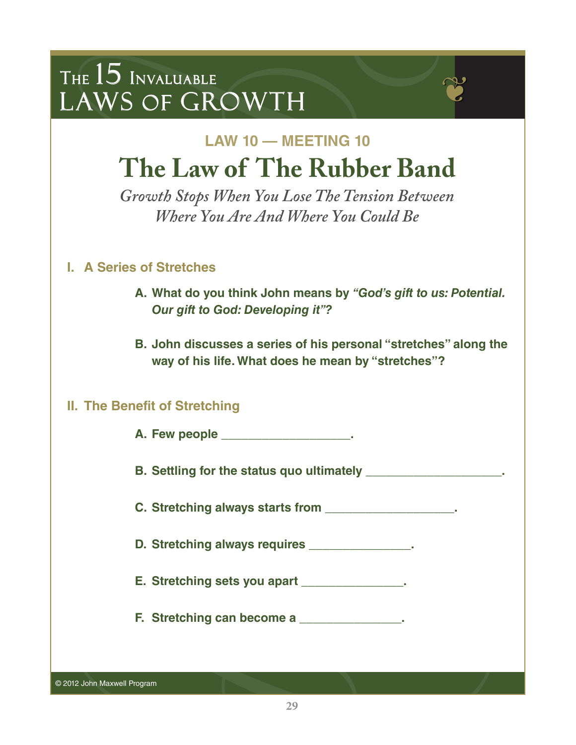# THE 15 INVALUABLE LAWS OF GROWTH

**LAW 10 — MEETING 10**

## The Law of The Rubber Band

*Growth Stops When You Lose The Tension Between Where You Are And Where You Could Be*

### I. A Series of Stretches

**A. What do you think John means by *"God's gift to us: Potential. Our gift to God: Developing it"?***

**B. John discusses a series of his personal "stretches" along the way of his life. What does he mean by "stretches"?**

### II. The Benefit of Stretching

**A. Few people ___________________.**

**B. Settling for the status quo ultimately ____________________.**

**C. Stretching always starts from ___________________.**

**D. Stretching always requires _______________.**

**E. Stretching sets you apart _______________.**

**F. Stretching can become a _______________.**

© 2012 John Maxwell Program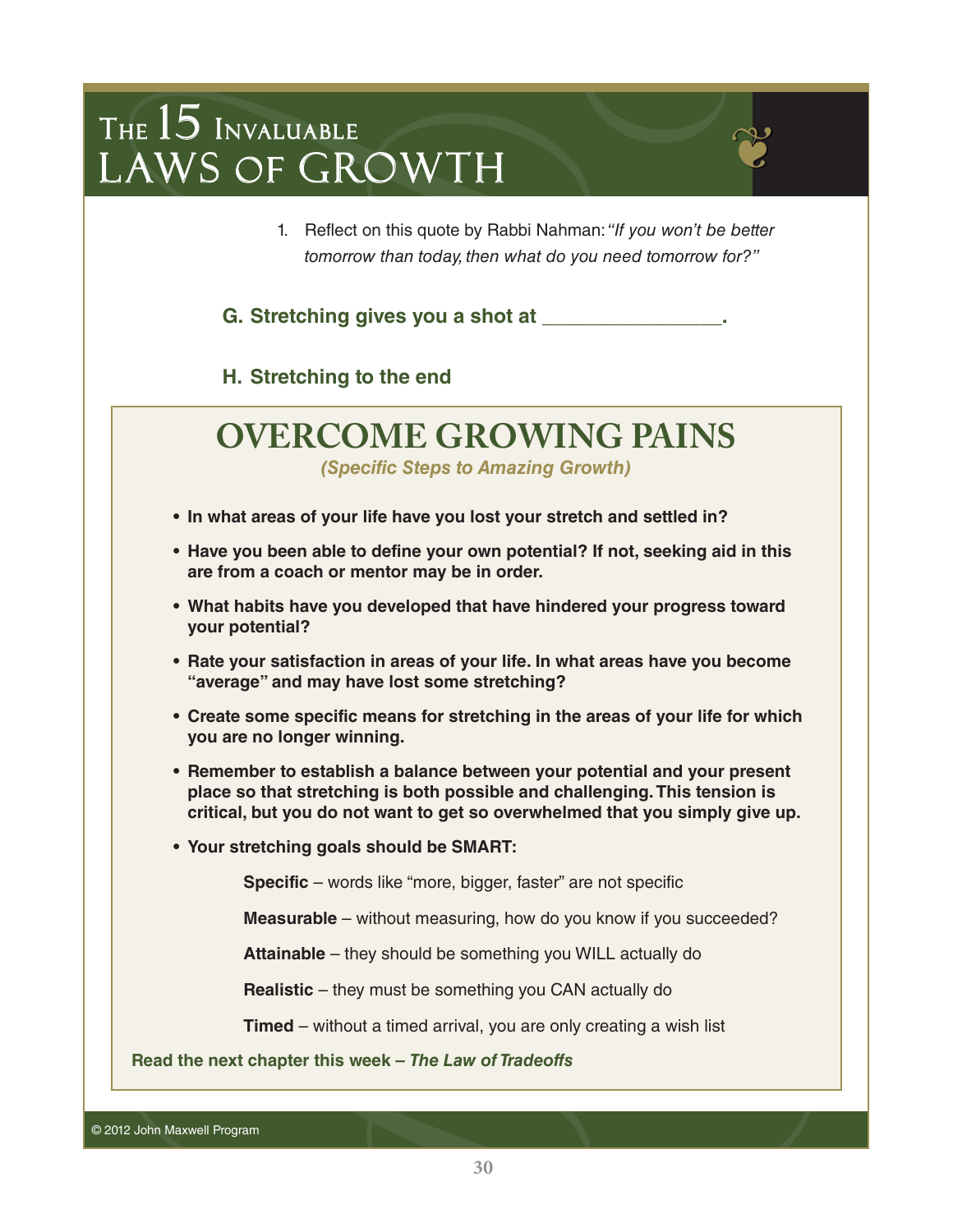1. Reflect on this quote by Rabbi Nahman: *"If you won't be better tomorrow than today, then what do you need tomorrow for?"*

**G. Stretching gives you a shot at _______________.**

**H. Stretching to the end**

## OVERCOME GROWING PAINS

***(Specific Steps to Amazing Growth)***

- **In what areas of your life have you lost your stretch and settled in?**
- **Have you been able to define your own potential? If not, seeking aid in this are from a coach or mentor may be in order.**
- **What habits have you developed that have hindered your progress toward your potential?**
- **Rate your satisfaction in areas of your life. In what areas have you become "average" and may have lost some stretching?**
- **Create some specific means for stretching in the areas of your life for which you are no longer winning.**
- **Remember to establish a balance between your potential and your present place so that stretching is both possible and challenging. This tension is critical, but you do not want to get so overwhelmed that you simply give up.**
- **Your stretching goals should be SMART:**

  **Specific** – words like "more, bigger, faster" are not specific

  **Measurable** – without measuring, how do you know if you succeeded?

  **Attainable** – they should be something you WILL actually do

  **Realistic** – they must be something you CAN actually do

  **Timed** – without a timed arrival, you are only creating a wish list

**Read the next chapter this week – *The Law of Tradeoffs***

© 2012 John Maxwell Program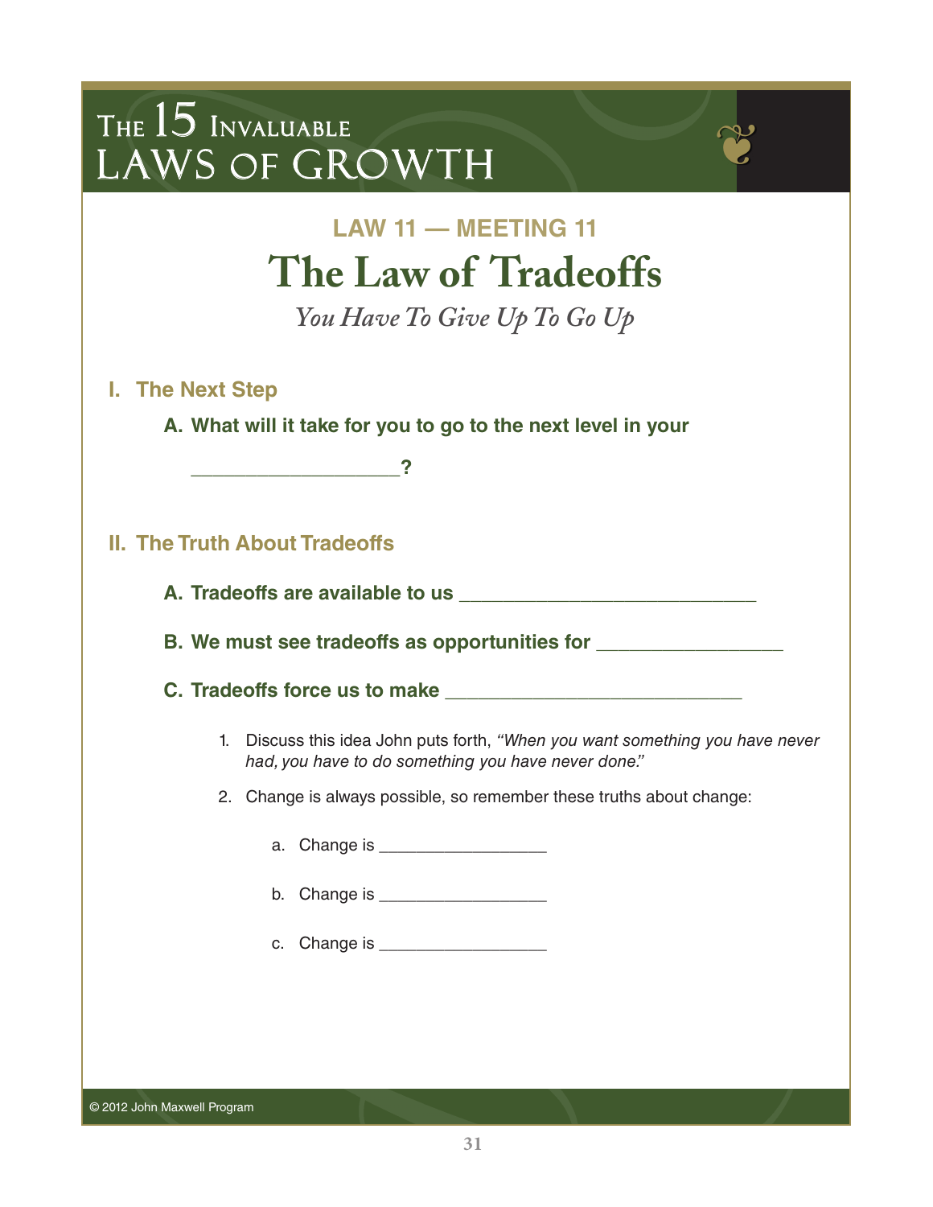# The 15 Invaluable Laws of Growth

## LAW 11 — MEETING 11

# The Law of Tradeoffs

*You Have To Give Up To Go Up*

## I. The Next Step

**A. What will it take for you to go to the next level in your**

**____________________?**

## II. The Truth About Tradeoffs

**A. Tradeoffs are available to us ____________________________**

**B. We must see tradeoffs as opportunities for __________________**

**C. Tradeoffs force us to make ____________________________**

1. Discuss this idea John puts forth, *"When you want something you have never had, you have to do something you have never done."*

2. Change is always possible, so remember these truths about change:

   a. Change is __________________

   b. Change is __________________

   c. Change is __________________

© 2012 John Maxwell Program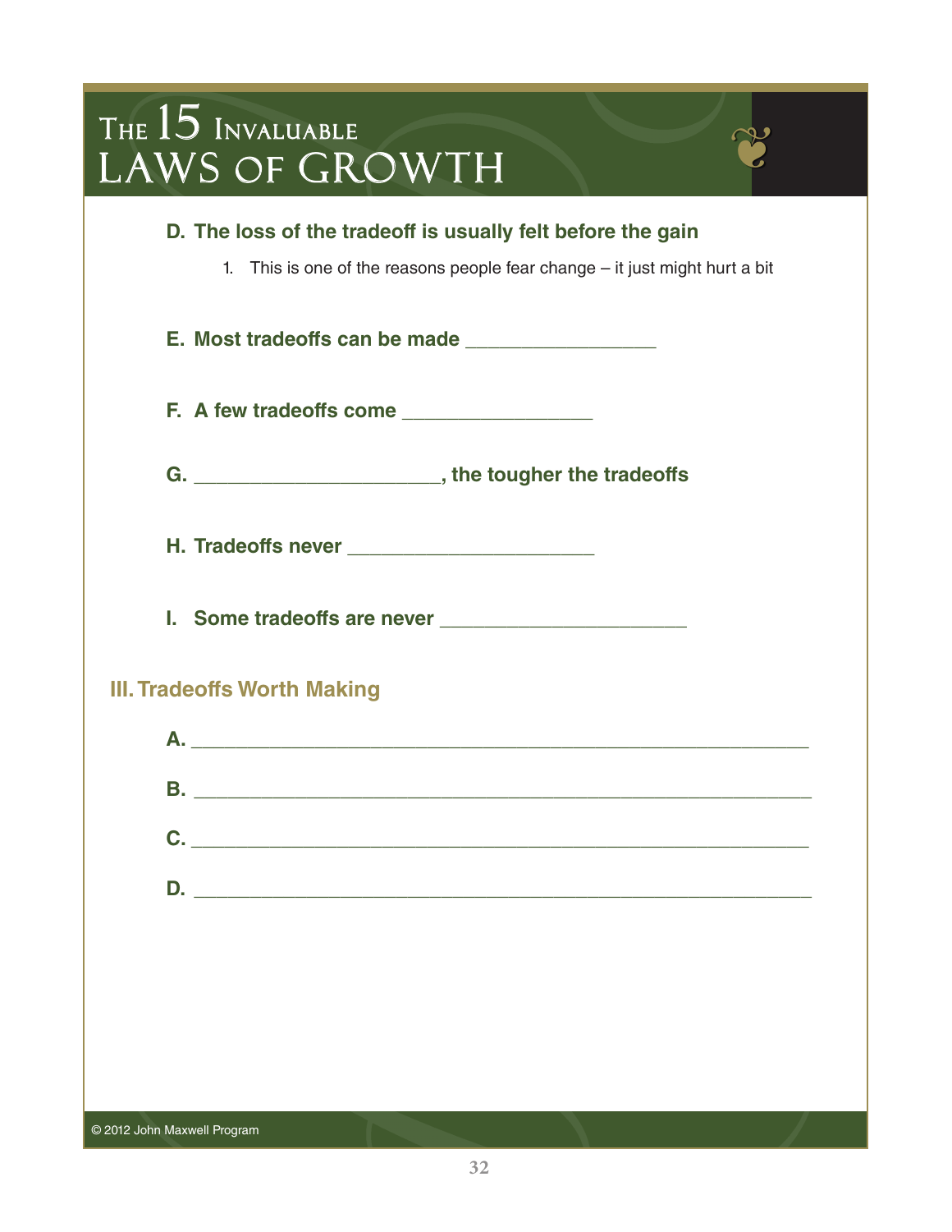**D. The loss of the tradeoff is usually felt before the gain**

1. This is one of the reasons people fear change – it just might hurt a bit

**E. Most tradeoffs can be made _________________**

**F. A few tradeoffs come _________________**

**G. ______________________, the tougher the tradeoffs**

**H. Tradeoffs never ______________________**

**I. Some tradeoffs are never ______________________**

## III. Tradeoffs Worth Making

**A.** _______________________________________________________

**B.** _______________________________________________________

**C.** _______________________________________________________

**D.** _______________________________________________________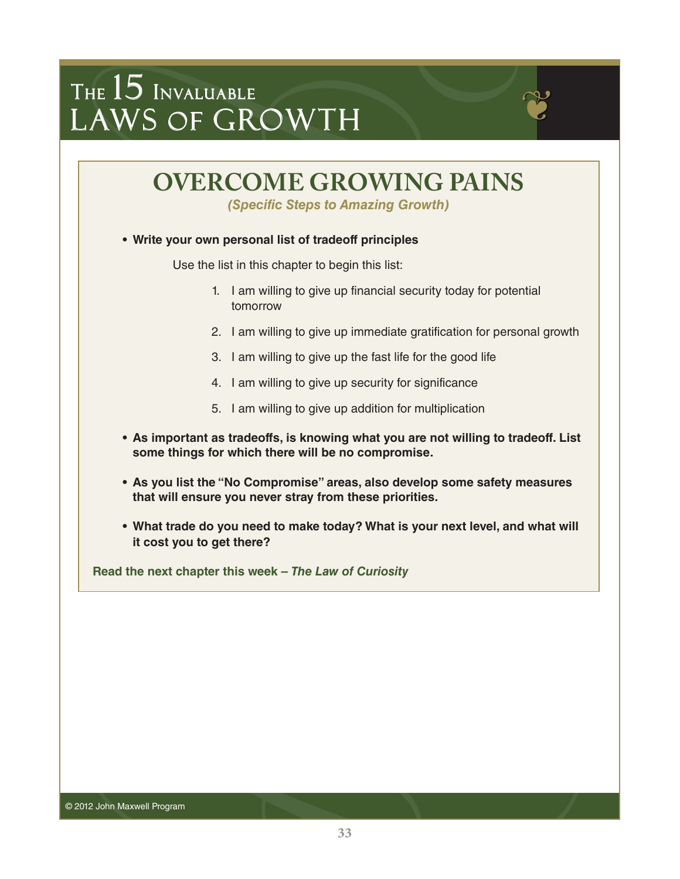# OVERCOME GROWING PAINS

*(Specific Steps to Amazing Growth)*

- **Write your own personal list of tradeoff principles**

  Use the list in this chapter to begin this list:

  1. I am willing to give up financial security today for potential tomorrow
  2. I am willing to give up immediate gratification for personal growth
  3. I am willing to give up the fast life for the good life
  4. I am willing to give up security for significance
  5. I am willing to give up addition for multiplication

- **As important as tradeoffs, is knowing what you are not willing to tradeoff. List some things for which there will be no compromise.**

- **As you list the "No Compromise" areas, also develop some safety measures that will ensure you never stray from these priorities.**

- **What trade do you need to make today? What is your next level, and what will it cost you to get there?**

**Read the next chapter this week – *The Law of Curiosity***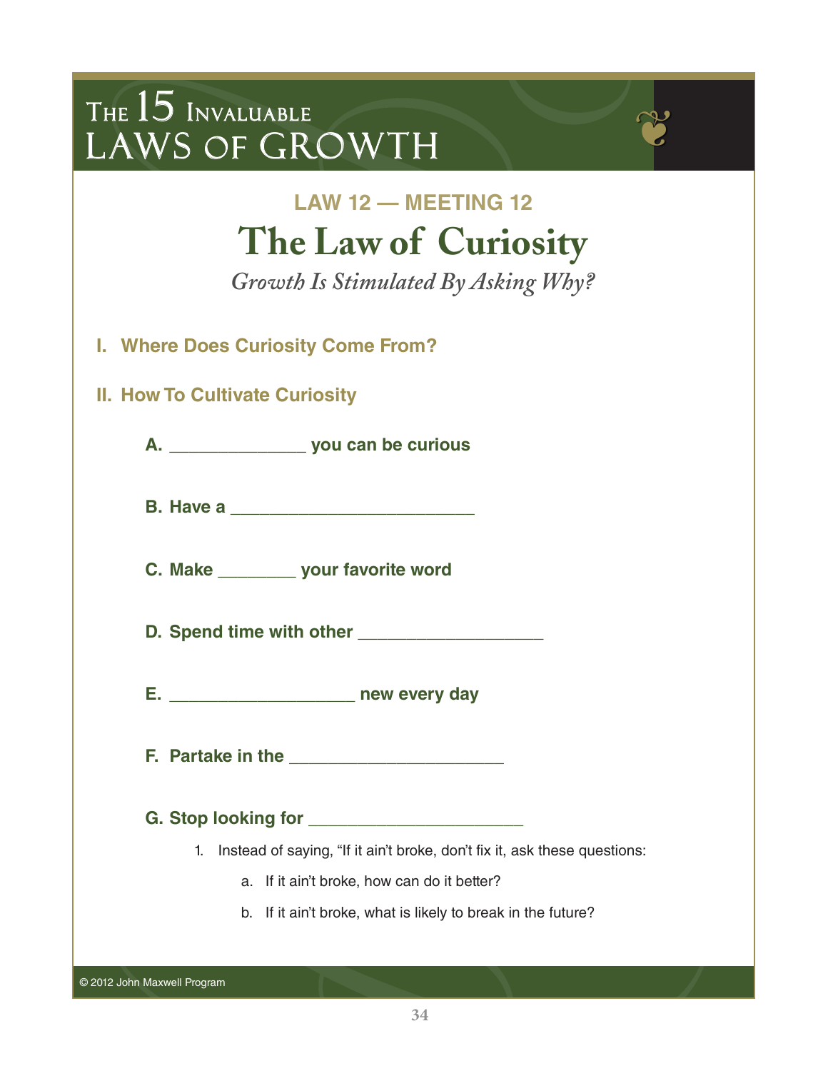# The 15 Invaluable Laws of Growth

### LAW 12 — MEETING 12

## The Law of Curiosity

*Growth Is Stimulated By Asking Why?*

### I. Where Does Curiosity Come From?

### II. How To Cultivate Curiosity

**A. ______________ you can be curious**

**B. Have a _________________________**

**C. Make ________ your favorite word**

**D. Spend time with other ___________________**

**E. ___________________ new every day**

**F. Partake in the ______________________**

**G. Stop looking for ______________________**

1. Instead of saying, “If it ain’t broke, don’t fix it, ask these questions:
    a. If it ain’t broke, how can do it better?
    b. If it ain’t broke, what is likely to break in the future?

© 2012 John Maxwell Program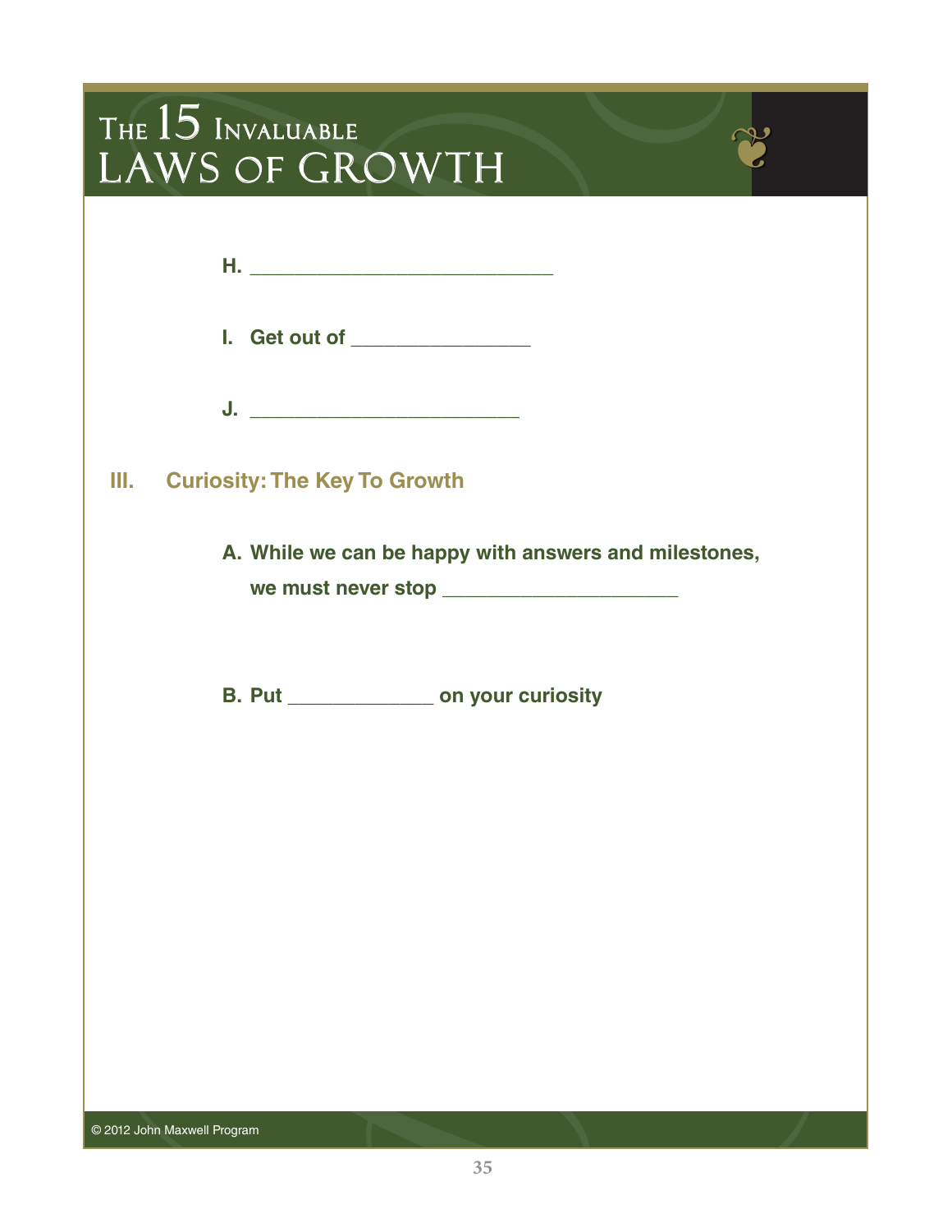H. ____________________________

I. Get out of ________________

J. _________________________

## III. Curiosity: The Key To Growth

A. While we can be happy with answers and milestones, we must never stop ______________________

B. Put _____________ on your curiosity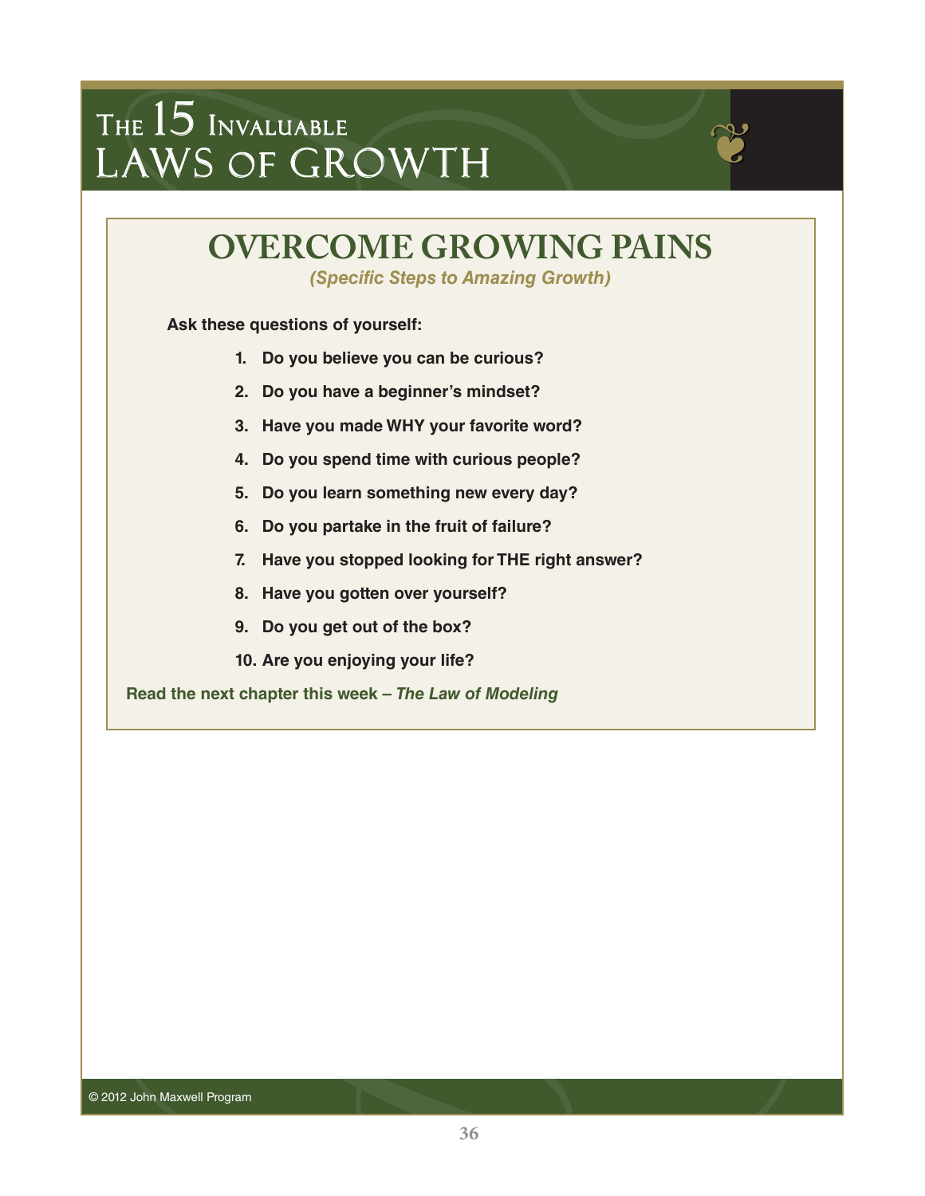# OVERCOME GROWING PAINS

***(Specific Steps to Amazing Growth)***

**Ask these questions of yourself:**

1. **Do you believe you can be curious?**
2. **Do you have a beginner's mindset?**
3. **Have you made WHY your favorite word?**
4. **Do you spend time with curious people?**
5. **Do you learn something new every day?**
6. **Do you partake in the fruit of failure?**
7. **Have you stopped looking for THE right answer?**
8. **Have you gotten over yourself?**
9. **Do you get out of the box?**
10. **Are you enjoying your life?**

**Read the next chapter this week – *The Law of Modeling***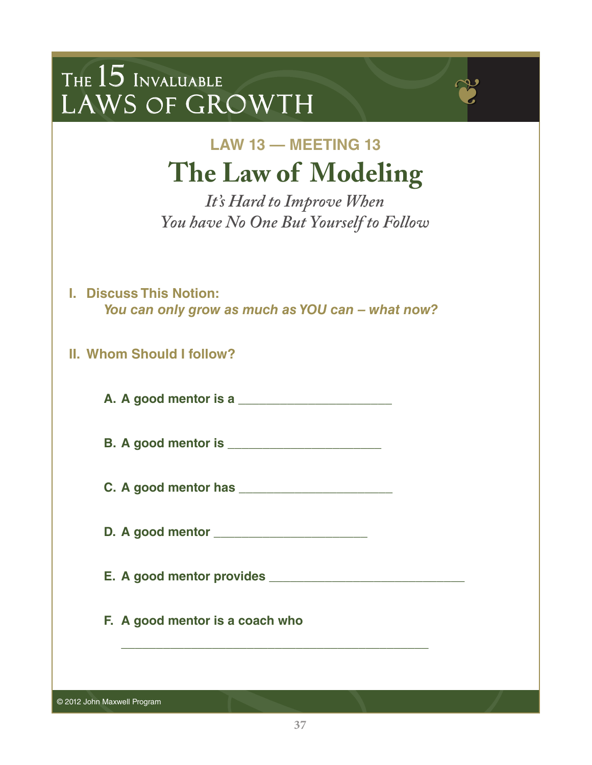# The 15 Invaluable Laws of Growth

## LAW 13 — MEETING 13

# The Law of Modeling

*It's Hard to Improve When You have No One But Yourself to Follow*

**I. Discuss This Notion:**

***You can only grow as much as YOU can – what now?***

**II. Whom Should I follow?**

**A. A good mentor is a ______________________**

**B. A good mentor is ______________________**

**C. A good mentor has ______________________**

**D. A good mentor ______________________**

**E. A good mentor provides ____________________________**

**F. A good mentor is a coach who**

____________________________________________

© 2012 John Maxwell Program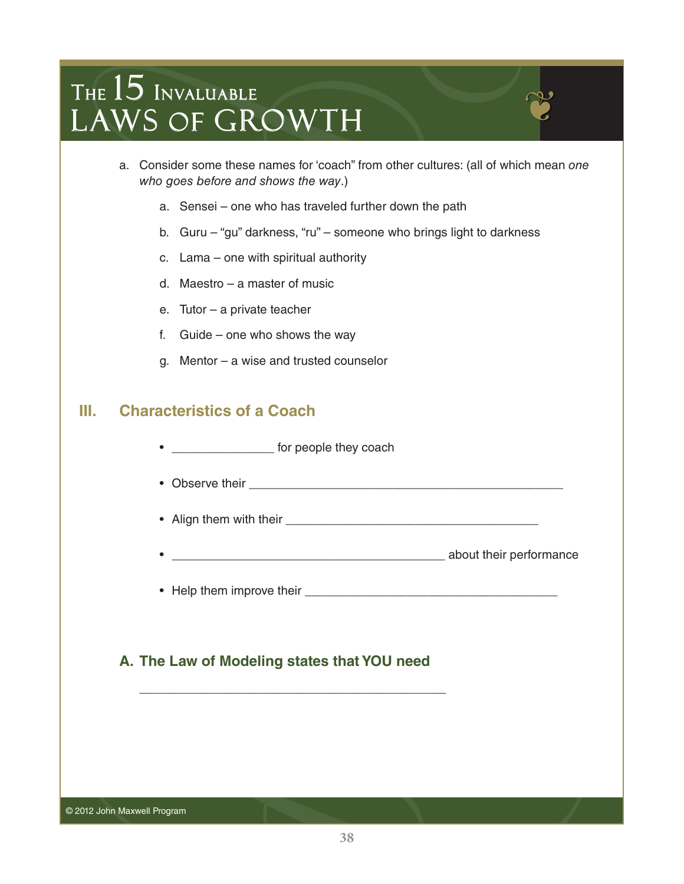a. Consider some these names for ‘coach” from other cultures: (all of which mean *one who goes before and shows the way*.)

   a. Sensei – one who has traveled further down the path

   b. Guru – “gu” darkness, “ru” – someone who brings light to darkness

   c. Lama – one with spiritual authority

   d. Maestro – a master of music

   e. Tutor – a private teacher

   f. Guide – one who shows the way

   g. Mentor – a wise and trusted counselor

## III. Characteristics of a Coach

- _______________ for people they coach
- Observe their ________________________________________________
- Align them with their ______________________________________
- __________________________________________ about their performance
- Help them improve their ______________________________________

### A. The Law of Modeling states that YOU need

_______________________________________________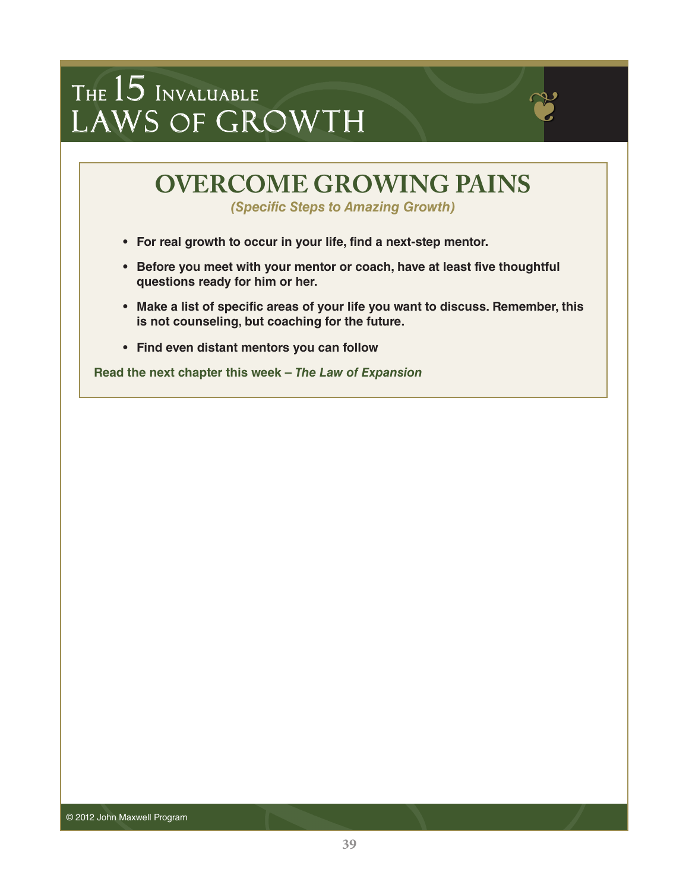## OVERCOME GROWING PAINS

***(Specific Steps to Amazing Growth)***

- **For real growth to occur in your life, find a next-step mentor.**
- **Before you meet with your mentor or coach, have at least five thoughtful questions ready for him or her.**
- **Make a list of specific areas of your life you want to discuss. Remember, this is not counseling, but coaching for the future.**
- **Find even distant mentors you can follow**

**Read the next chapter this week – *The Law of Expansion***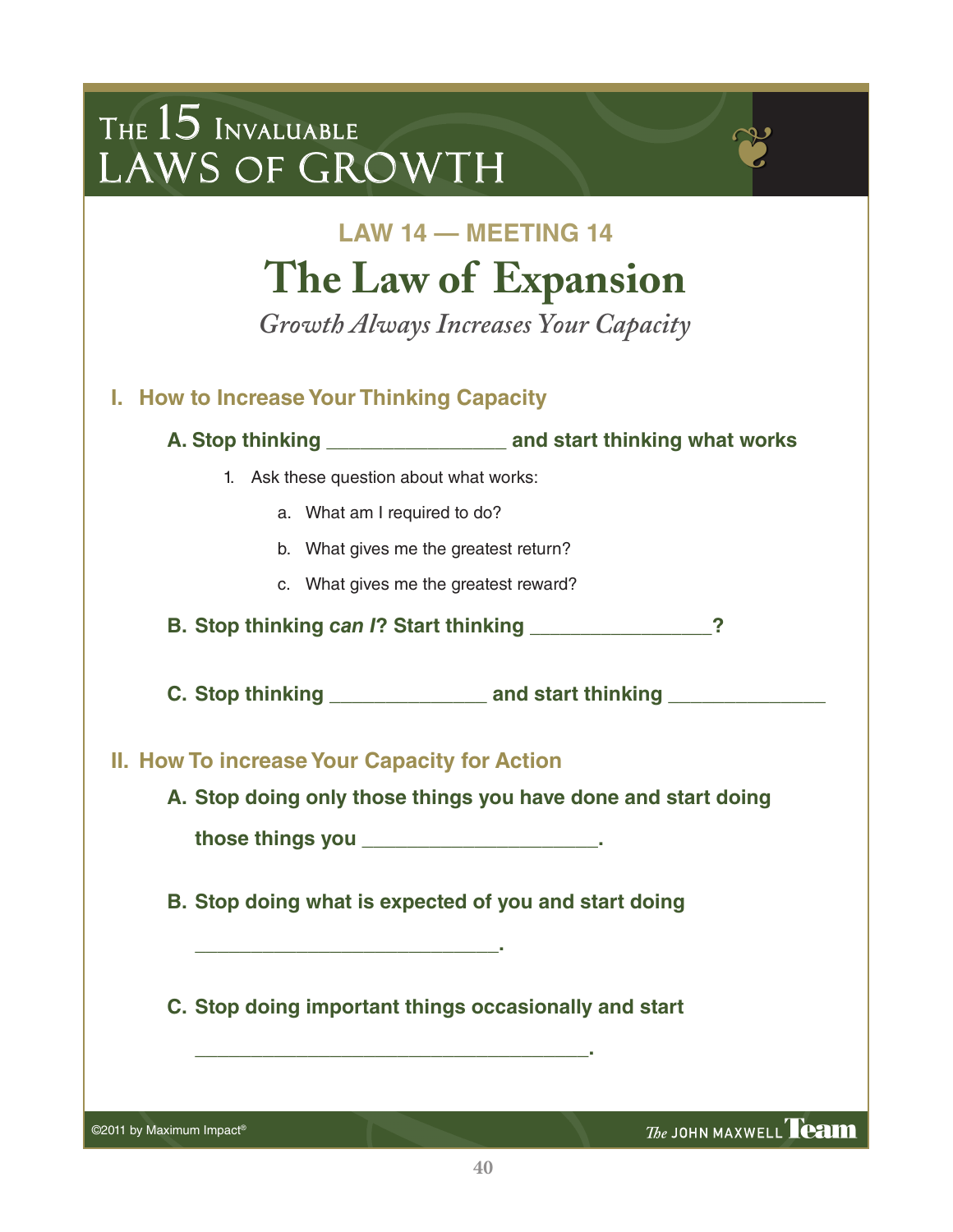# THE 15 INVALUABLE LAWS OF GROWTH

## LAW 14 — MEETING 14

# The Law of Expansion

*Growth Always Increases Your Capacity*

## I. How to Increase Your Thinking Capacity

**A. Stop thinking ________________ and start thinking what works**

1. Ask these question about what works:
   a. What am I required to do?
   b. What gives me the greatest return?
   c. What gives me the greatest reward?

**B. Stop thinking *can I*? Start thinking ________________?**

**C. Stop thinking ______________ and start thinking ______________**

## II. How To increase Your Capacity for Action

**A. Stop doing only those things you have done and start doing those things you _____________________.**

**B. Stop doing what is expected of you and start doing ___________________________.**

**C. Stop doing important things occasionally and start ___________________________________.**

©2011 by Maximum Impact®

*The* JOHN MAXWELL **Team**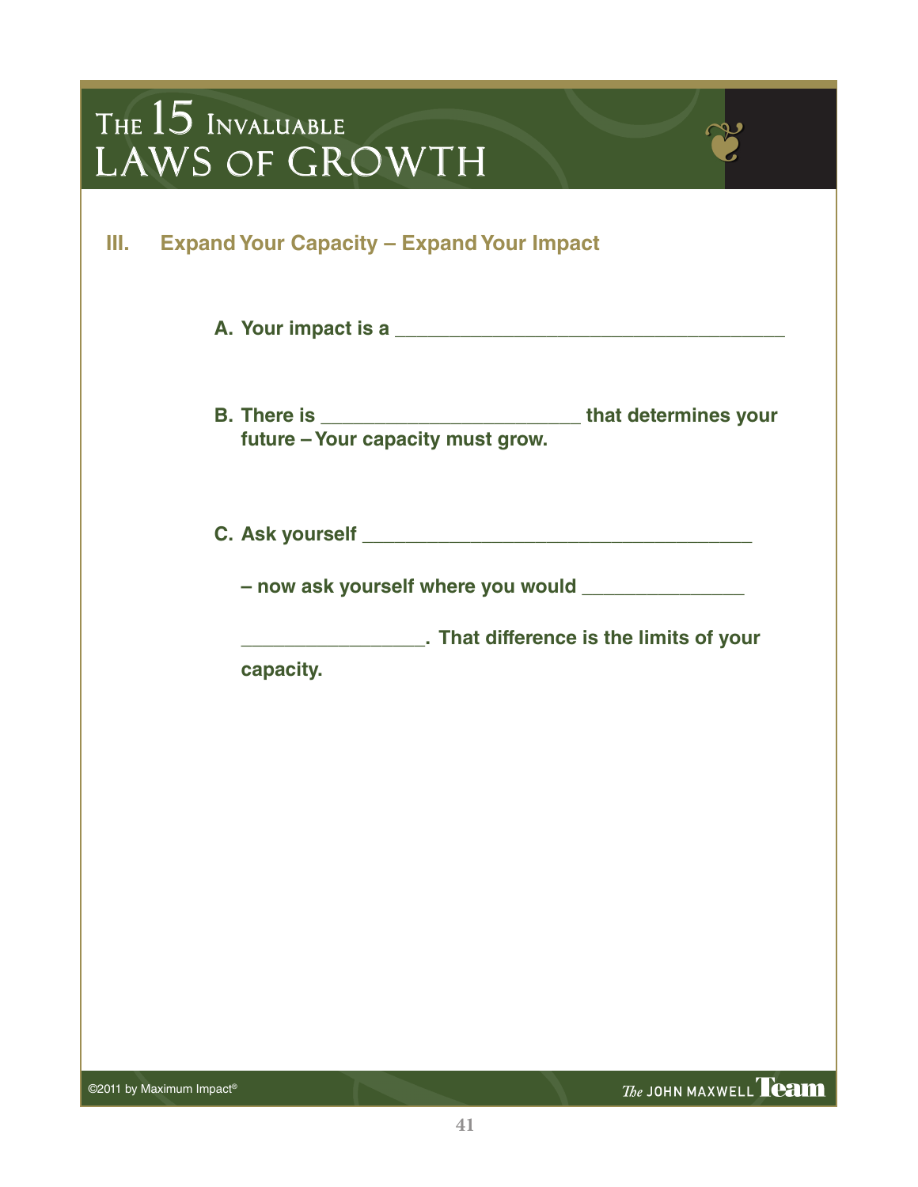## III. Expand Your Capacity – Expand Your Impact

**A. Your impact is a ___________________________________**

**B. There is ________________________ that determines your future – Your capacity must grow.**

**C. Ask yourself ____________________________________**

**– now ask yourself where you would _______________**

**_________________. That difference is the limits of your capacity.**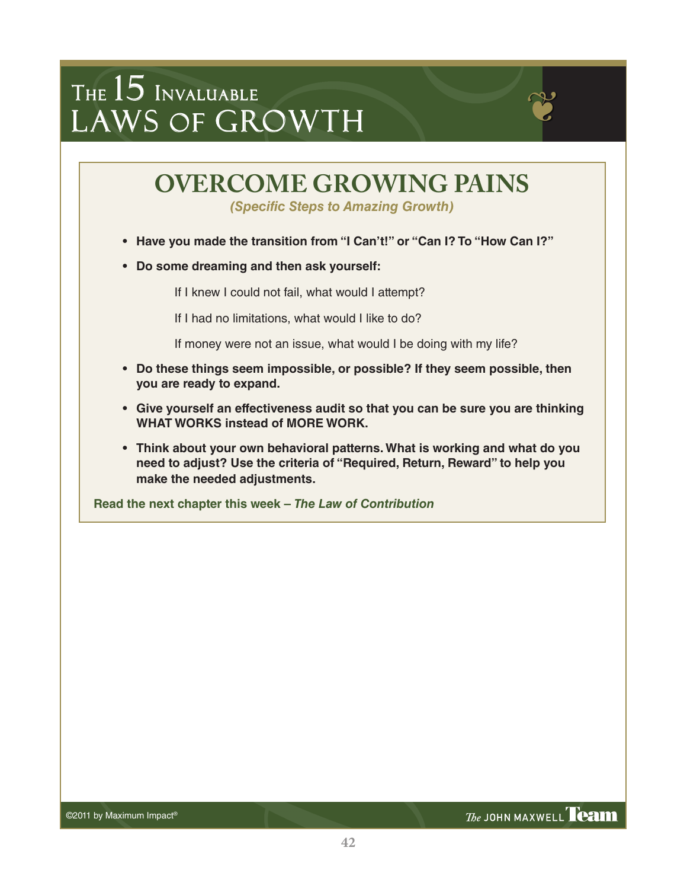# OVERCOME GROWING PAINS

*(Specific Steps to Amazing Growth)*

- **Have you made the transition from "I Can't!" or "Can I? To "How Can I?"**
- **Do some dreaming and then ask yourself:**

  If I knew I could not fail, what would I attempt?

  If I had no limitations, what would I like to do?

  If money were not an issue, what would I be doing with my life?

- **Do these things seem impossible, or possible? If they seem possible, then you are ready to expand.**
- **Give yourself an effectiveness audit so that you can be sure you are thinking WHAT WORKS instead of MORE WORK.**
- **Think about your own behavioral patterns. What is working and what do you need to adjust? Use the criteria of "Required, Return, Reward" to help you make the needed adjustments.**

**Read the next chapter this week – *The Law of Contribution***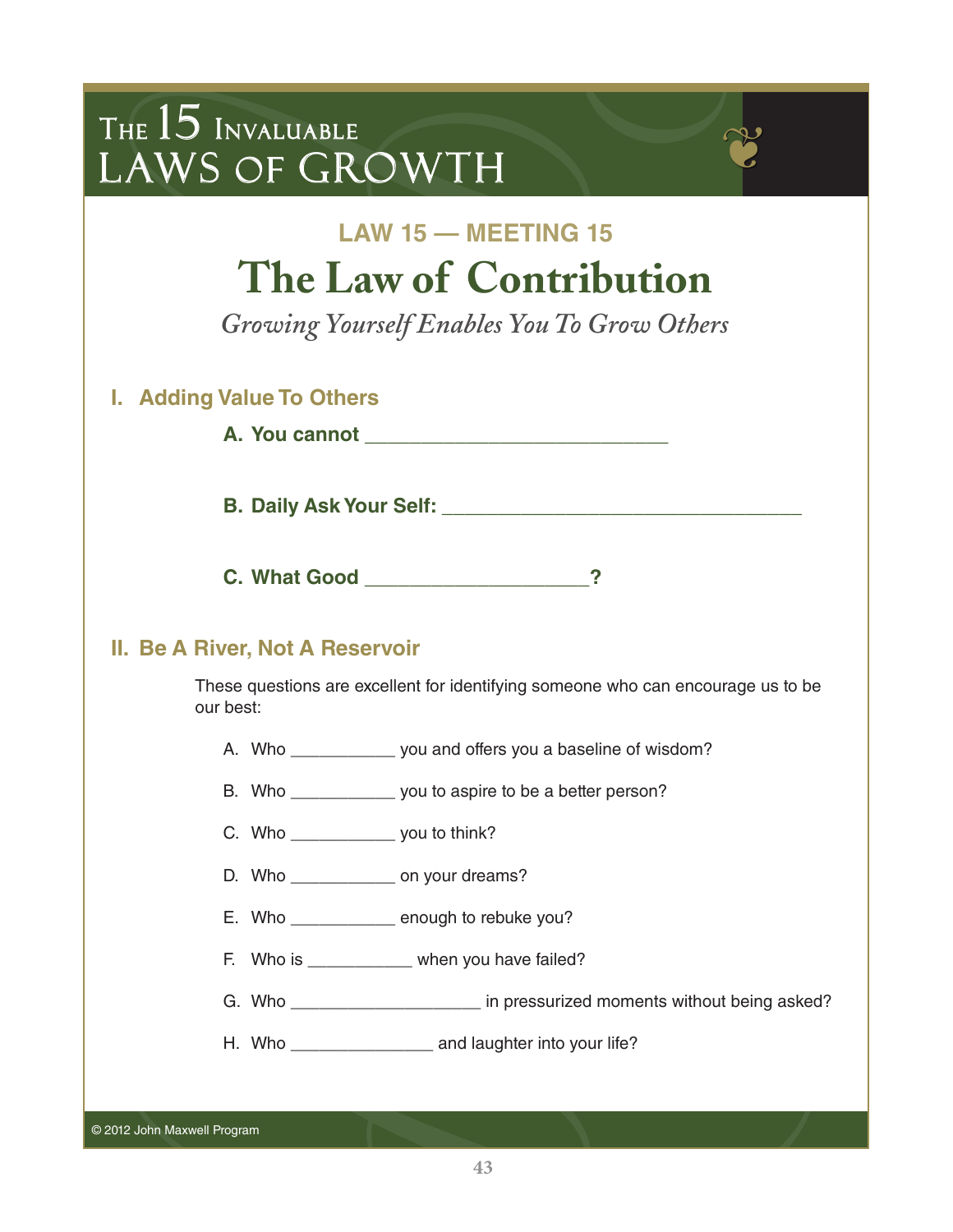# The 15 Invaluable Laws of Growth

### LAW 15 — MEETING 15

## The Law of Contribution

*Growing Yourself Enables You To Grow Others*

### I. Adding Value To Others

**A. You cannot ____________________________**

**B. Daily Ask Your Self: _________________________________**

**C. What Good _____________________?**

### II. Be A River, Not A Reservoir

These questions are excellent for identifying someone who can encourage us to be our best:

A. Who ___________ you and offers you a baseline of wisdom?

B. Who ___________ you to aspire to be a better person?

C. Who ___________ you to think?

D. Who ___________ on your dreams?

E. Who ___________ enough to rebuke you?

F. Who is ___________ when you have failed?

G. Who ____________________ in pressurized moments without being asked?

H. Who _______________ and laughter into your life?

© 2012 John Maxwell Program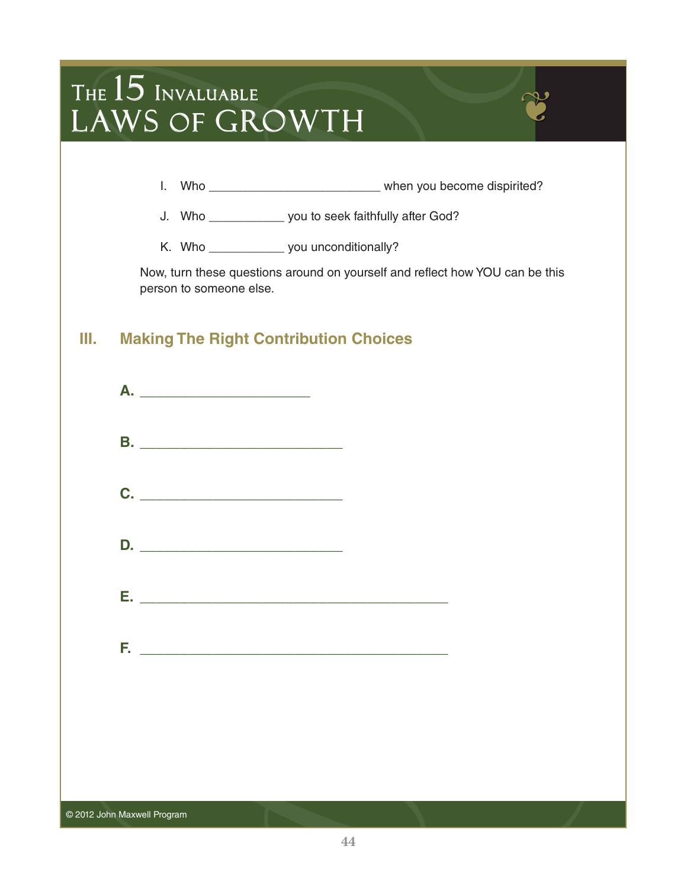I. Who _________________________ when you become dispirited?

J. Who ___________ you to seek faithfully after God?

K. Who ___________ you unconditionally?

Now, turn these questions around on yourself and reflect how YOU can be this person to someone else.

## III. Making The Right Contribution Choices

**A.** _________________________

**B.** ______________________________

**C.** ______________________________

**D.** ______________________________

**E.** _____________________________________________

**F.** _____________________________________________

© 2012 John Maxwell Program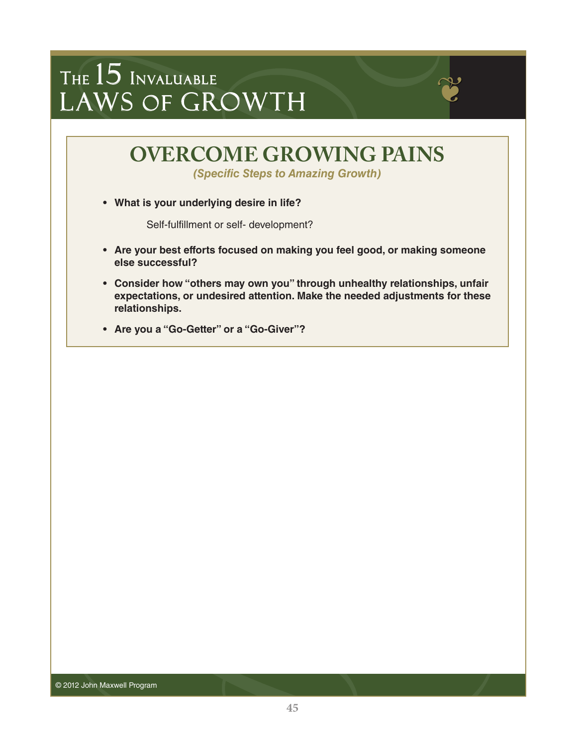# OVERCOME GROWING PAINS

*(Specific Steps to Amazing Growth)*

- **What is your underlying desire in life?**

  Self-fulfillment or self- development?

- **Are your best efforts focused on making you feel good, or making someone else successful?**

- **Consider how "others may own you" through unhealthy relationships, unfair expectations, or undesired attention. Make the needed adjustments for these relationships.**

- **Are you a "Go-Getter" or a "Go-Giver"?**